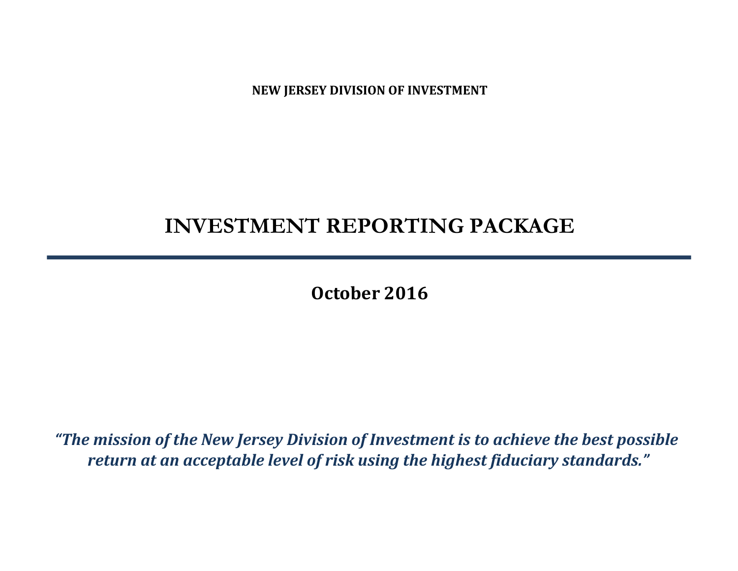**NEW JERSEY DIVISION OF INVESTMENT**

# INVESTMENT REPORTING PACKAGE

---

## October 2016

***"The mission of the New Jersey Division of Investment is to achieve the best possible return at an acceptable level of risk using the highest fiduciary standards."***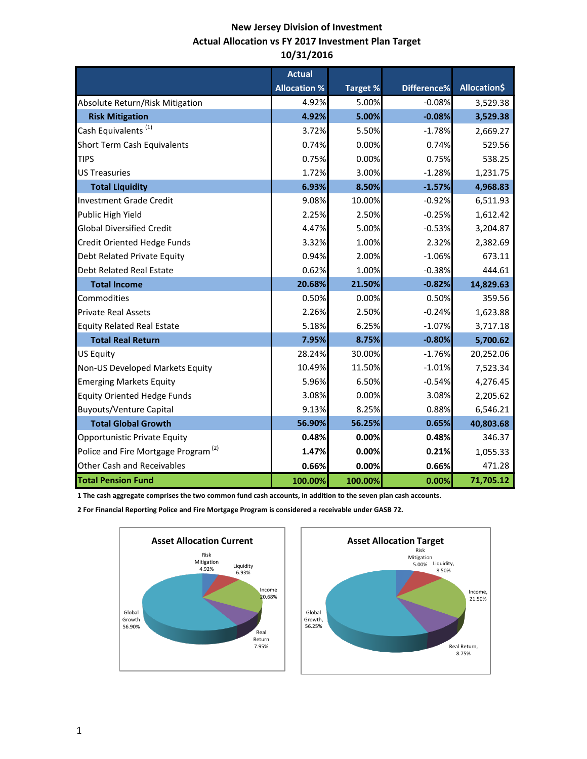# New Jersey Division of Investment
## Actual Allocation vs FY 2017 Investment Plan Target
## 10/31/2016

| | Actual Allocation % | Target % | Difference% | Allocation$ |
|---|---|---|---|---|
| Absolute Return/Risk Mitigation | 4.92% | 5.00% | -0.08% | 3,529.38 |
| **Risk Mitigation** | **4.92%** | **5.00%** | **-0.08%** | **3,529.38** |
| Cash Equivalents [(1)] | 3.72% | 5.50% | -1.78% | 2,669.27 |
| Short Term Cash Equivalents | 0.74% | 0.00% | 0.74% | 529.56 |
| TIPS | 0.75% | 0.00% | 0.75% | 538.25 |
| US Treasuries | 1.72% | 3.00% | -1.28% | 1,231.75 |
| **Total Liquidity** | **6.93%** | **8.50%** | **-1.57%** | **4,968.83** |
| Investment Grade Credit | 9.08% | 10.00% | -0.92% | 6,511.93 |
| Public High Yield | 2.25% | 2.50% | -0.25% | 1,612.42 |
| Global Diversified Credit | 4.47% | 5.00% | -0.53% | 3,204.87 |
| Credit Oriented Hedge Funds | 3.32% | 1.00% | 2.32% | 2,382.69 |
| Debt Related Private Equity | 0.94% | 2.00% | -1.06% | 673.11 |
| Debt Related Real Estate | 0.62% | 1.00% | -0.38% | 444.61 |
| **Total Income** | **20.68%** | **21.50%** | **-0.82%** | **14,829.63** |
| Commodities | 0.50% | 0.00% | 0.50% | 359.56 |
| Private Real Assets | 2.26% | 2.50% | -0.24% | 1,623.88 |
| Equity Related Real Estate | 5.18% | 6.25% | -1.07% | 3,717.18 |
| **Total Real Return** | **7.95%** | **8.75%** | **-0.80%** | **5,700.62** |
| US Equity | 28.24% | 30.00% | -1.76% | 20,252.06 |
| Non-US Developed Markets Equity | 10.49% | 11.50% | -1.01% | 7,523.34 |
| Emerging Markets Equity | 5.96% | 6.50% | -0.54% | 4,276.45 |
| Equity Oriented Hedge Funds | 3.08% | 0.00% | 3.08% | 2,205.62 |
| Buyouts/Venture Capital | 9.13% | 8.25% | 0.88% | 6,546.21 |
| **Total Global Growth** | **56.90%** | **56.25%** | **0.65%** | **40,803.68** |
| Opportunistic Private Equity | **0.48%** | **0.00%** | **0.48%** | 346.37 |
| Police and Fire Mortgage Program [(2)] | **1.47%** | **0.00%** | **0.21%** | 1,055.33 |
| Other Cash and Receivables | **0.66%** | **0.00%** | **0.66%** | 471.28 |
| **Total Pension Fund** | **100.00%** | **100.00%** | **0.00%** | **71,705.12** |

**1 The cash aggregate comprises the two common fund cash accounts, in addition to the seven plan cash accounts.**

**2 For Financial Reporting Police and Fire Mortgage Program is considered a receivable under GASB 72.**

**Asset Allocation Current**

Risk Mitigation 4.92%, Liquidity 6.93%, Income 20.68%, Real Return 7.95%, Global Growth 56.90%

**Asset Allocation Target**

Risk Mitigation 5.00%, Liquidity, 8.50%, Income, 21.50%, Real Return, 8.75%, Global Growth, 56.25%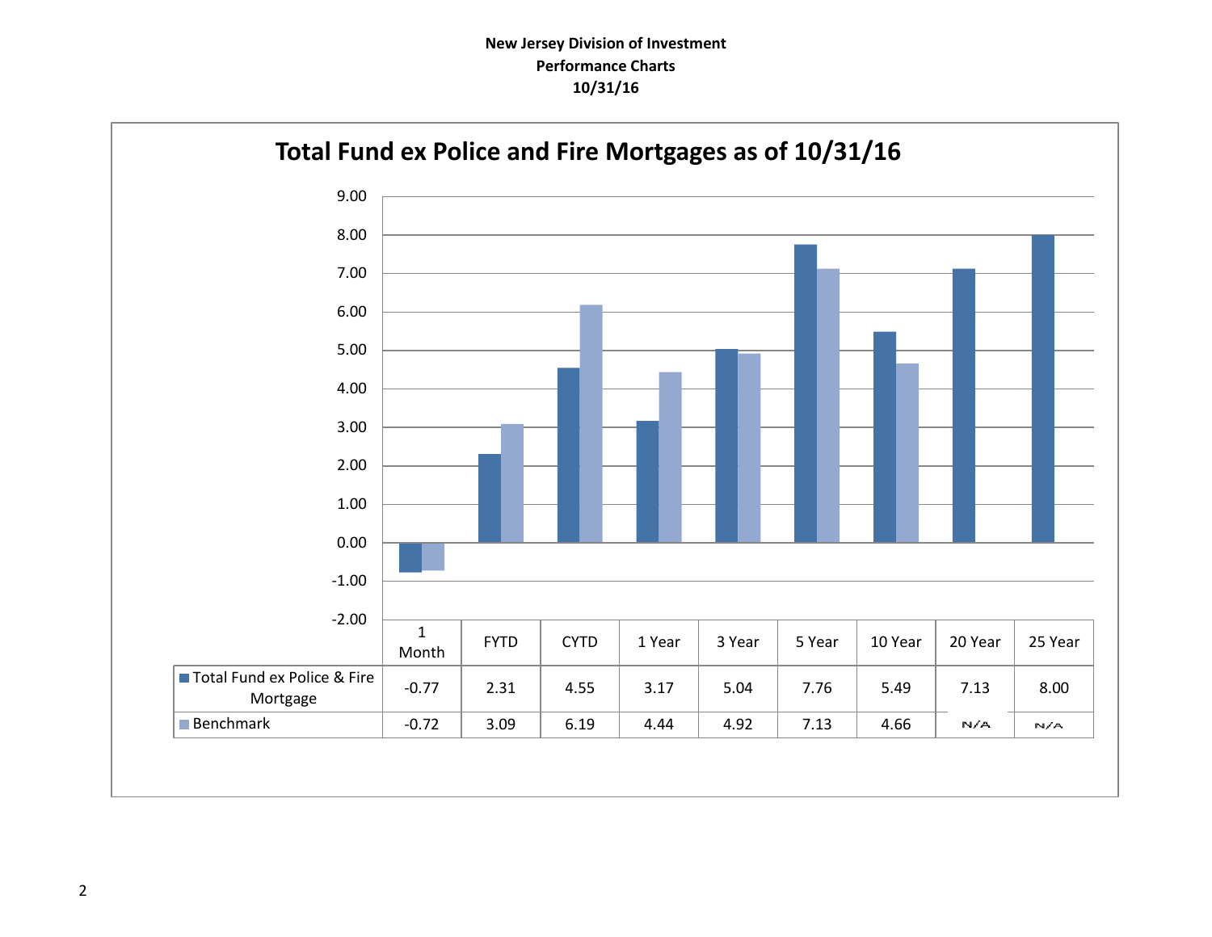**New Jersey Division of Investment**
**Performance Charts**
**10/31/16**

## Total Fund ex Police and Fire Mortgages as of 10/31/16

| | 1 Month | FYTD | CYTD | 1 Year | 3 Year | 5 Year | 10 Year | 20 Year | 25 Year |
|---|---|---|---|---|---|---|---|---|---|
| Total Fund ex Police & Fire Mortgage | -0.77 | 2.31 | 4.55 | 3.17 | 5.04 | 7.76 | 5.49 | 7.13 | 8.00 |
| Benchmark | -0.72 | 3.09 | 6.19 | 4.44 | 4.92 | 7.13 | 4.66 | N/A | N/A |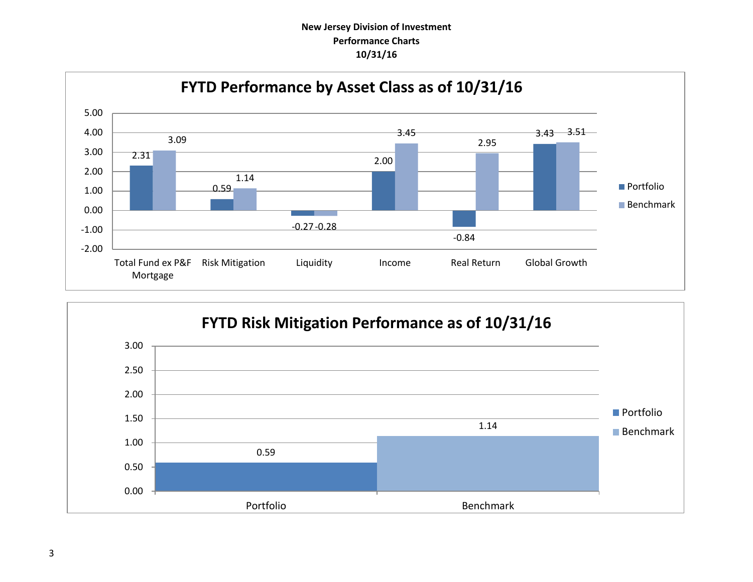**New Jersey Division of Investment**
**Performance Charts**
**10/31/16**

## FYTD Performance by Asset Class as of 10/31/16

| Asset Class | Portfolio | Benchmark |
|---|---|---|
| Total Fund ex P&F Mortgage | 2.31 | 3.09 |
| Risk Mitigation | 0.59 | 1.14 |
| Liquidity | -0.27 | -0.28 |
| Income | 2.00 | 3.45 |
| Real Return | -0.84 | 2.95 |
| Global Growth | 3.43 | 3.51 |

## FYTD Risk Mitigation Performance as of 10/31/16

| | Value |
|---|---|
| Portfolio | 0.59 |
| Benchmark | 1.14 |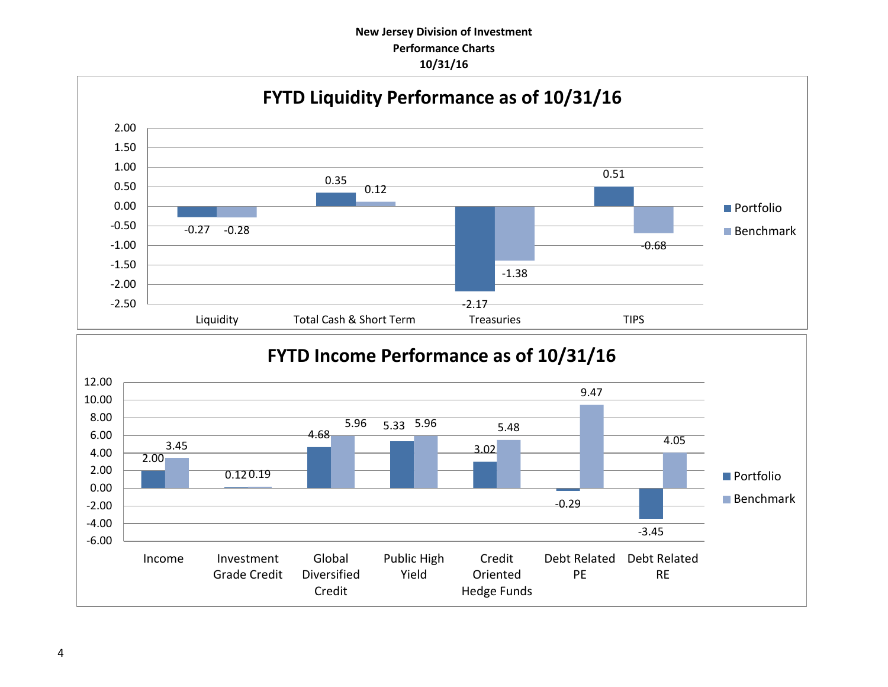**New Jersey Division of Investment**
**Performance Charts**
**10/31/16**

## FYTD Liquidity Performance as of 10/31/16

| | Portfolio | Benchmark |
|---|---|---|
| Liquidity | -0.27 | -0.28 |
| Total Cash & Short Term | 0.35 | 0.12 |
| Treasuries | -2.17 | -1.38 |
| TIPS | 0.51 | -0.68 |

## FYTD Income Performance as of 10/31/16

| | Portfolio | Benchmark |
|---|---|---|
| Income | 2.00 | 3.45 |
| Investment Grade Credit | 0.12 | 0.19 |
| Global Diversified Credit | 4.68 | 5.96 |
| Public High Yield | 5.33 | 5.96 |
| Credit Oriented Hedge Funds | 3.02 | 5.48 |
| Debt Related PE | -0.29 | 9.47 |
| Debt Related RE | -3.45 | 4.05 |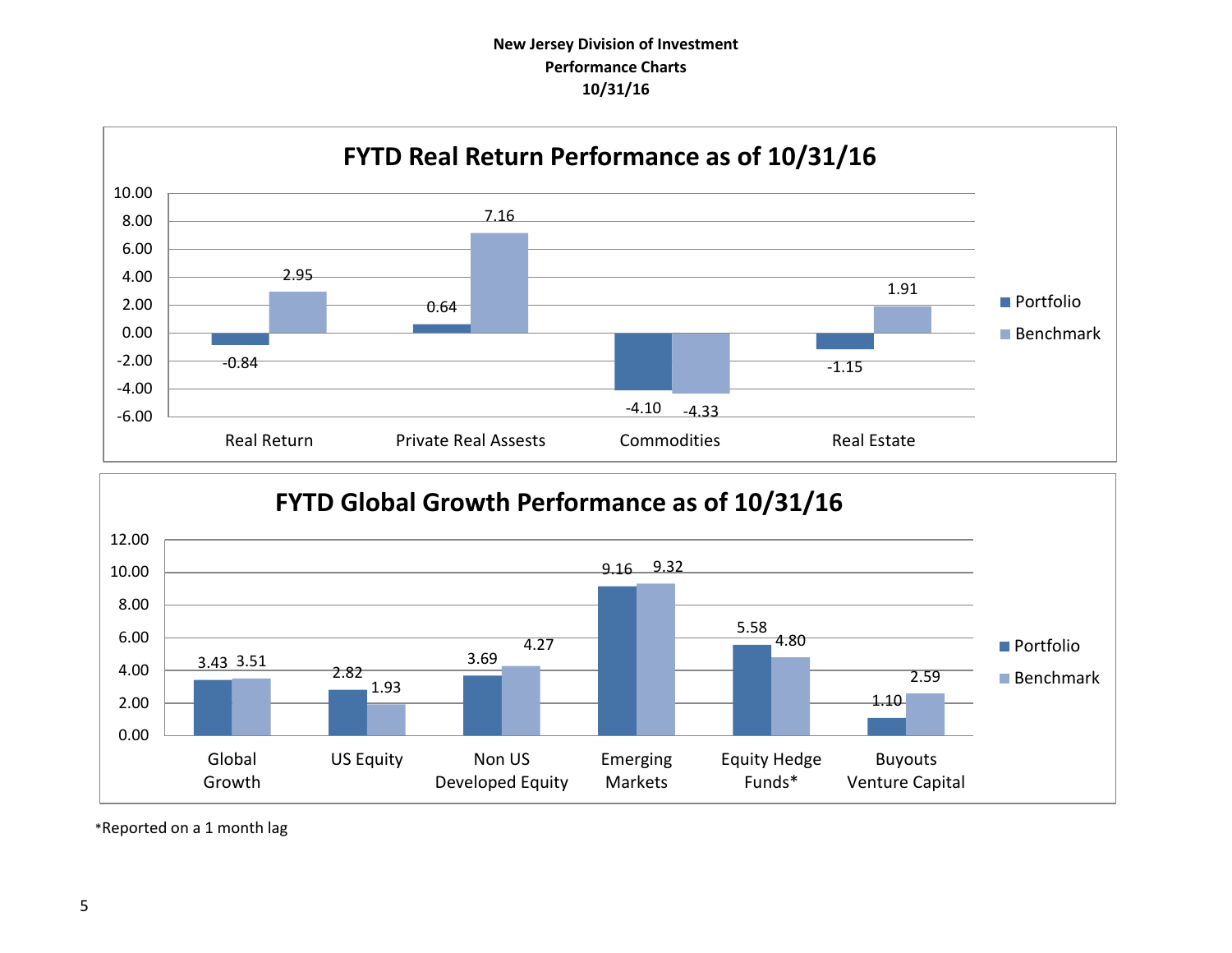**New Jersey Division of Investment**
**Performance Charts**
**10/31/16**

## FYTD Real Return Performance as of 10/31/16

| | Portfolio | Benchmark |
|---|---|---|
| Real Return | -0.84 | 2.95 |
| Private Real Assests | 0.64 | 7.16 |
| Commodities | -4.10 | -4.33 |
| Real Estate | -1.15 | 1.91 |

## FYTD Global Growth Performance as of 10/31/16

| | Portfolio | Benchmark |
|---|---|---|
| Global Growth | 3.43 | 3.51 |
| US Equity | 2.82 | 1.93 |
| Non US Developed Equity | 3.69 | 4.27 |
| Emerging Markets | 9.16 | 9.32 |
| Equity Hedge Funds* | 5.58 | 4.80 |
| Buyouts Venture Capital | 1.10 | 2.59 |

*Reported on a 1 month lag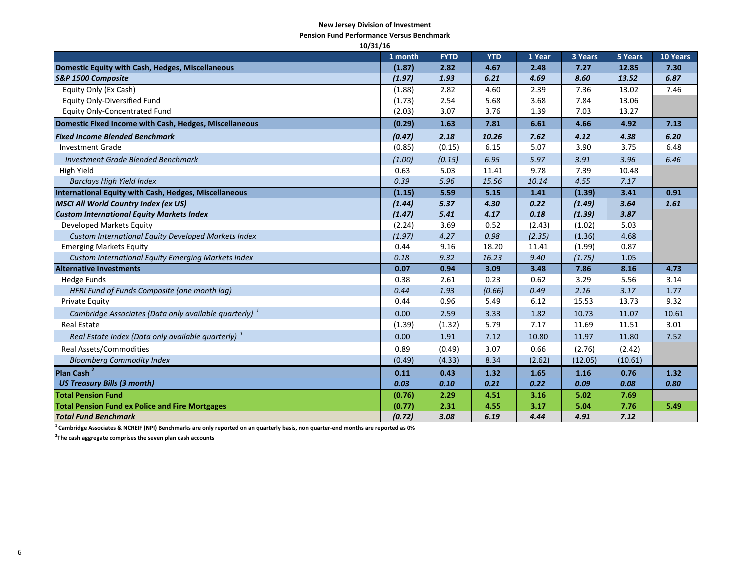**New Jersey Division of Investment**

**Pension Fund Performance Versus Benchmark**

**10/31/16**

| | 1 month | FYTD | YTD | 1 Year | 3 Years | 5 Years | 10 Years |
|---|---|---|---|---|---|---|---|
| **Domestic Equity with Cash, Hedges, Miscellaneous** | **(1.87)** | **2.82** | **4.67** | **2.48** | **7.27** | **12.85** | **7.30** |
| ***S&P 1500 Composite*** | ***(1.97)*** | ***1.93*** | ***6.21*** | ***4.69*** | ***8.60*** | ***13.52*** | ***6.87*** |
| Equity Only (Ex Cash) | (1.88) | 2.82 | 4.60 | 2.39 | 7.36 | 13.02 | 7.46 |
| Equity Only-Diversified Fund | (1.73) | 2.54 | 5.68 | 3.68 | 7.84 | 13.06 | |
| Equity Only-Concentrated Fund | (2.03) | 3.07 | 3.76 | 1.39 | 7.03 | 13.27 | |
| **Domestic Fixed Income with Cash, Hedges, Miscellaneous** | **(0.29)** | **1.63** | **7.81** | **6.61** | **4.66** | **4.92** | **7.13** |
| ***Fixed Income Blended Benchmark*** | ***(0.47)*** | ***2.18*** | ***10.26*** | ***7.62*** | ***4.12*** | ***4.38*** | ***6.20*** |
| Investment Grade | (0.85) | (0.15) | 6.15 | 5.07 | 3.90 | 3.75 | 6.48 |
| *Investment Grade Blended Benchmark* | *(1.00)* | *(0.15)* | *6.95* | *5.97* | *3.91* | *3.96* | *6.46* |
| High Yield | 0.63 | 5.03 | 11.41 | 9.78 | 7.39 | 10.48 | |
| *Barclays High Yield Index* | *0.39* | *5.96* | *15.56* | *10.14* | *4.55* | *7.17* | |
| **International Equity with Cash, Hedges, Miscellaneous** | **(1.15)** | **5.59** | **5.15** | **1.41** | **(1.39)** | **3.41** | **0.91** |
| ***MSCI All World Country Index (ex US)*** | ***(1.44)*** | ***5.37*** | ***4.30*** | ***0.22*** | ***(1.49)*** | ***3.64*** | ***1.61*** |
| ***Custom International Equity Markets Index*** | ***(1.47)*** | ***5.41*** | ***4.17*** | ***0.18*** | ***(1.39)*** | ***3.87*** | |
| Developed Markets Equity | (2.24) | 3.69 | 0.52 | (2.43) | (1.02) | 5.03 | |
| *Custom International Equity Developed Markets Index* | *(1.97)* | *4.27* | *0.98* | *(2.35)* | *(1.36)* | 4.68 | |
| Emerging Markets Equity | 0.44 | 9.16 | 18.20 | 11.41 | (1.99) | 0.87 | |
| *Custom International Equity Emerging Markets Index* | *0.18* | *9.32* | *16.23* | *9.40* | *(1.75)* | 1.05 | |
| **Alternative Investments** | **0.07** | **0.94** | **3.09** | **3.48** | **7.86** | **8.16** | **4.73** |
| Hedge Funds | 0.38 | 2.61 | 0.23 | 0.62 | 3.29 | 5.56 | 3.14 |
| *HFRI Fund of Funds Composite (one month lag)* | *0.44* | *1.93* | *(0.66)* | *0.49* | *2.16* | *3.17* | 1.77 |
| Private Equity | 0.44 | 0.96 | 5.49 | 6.12 | 15.53 | 13.73 | 9.32 |
| *Cambridge Associates (Data only available quarterly)* [1] | 0.00 | 2.59 | 3.33 | 1.82 | 10.73 | 11.07 | 10.61 |
| Real Estate | (1.39) | (1.32) | 5.79 | 7.17 | 11.69 | 11.51 | 3.01 |
| *Real Estate Index (Data only available quarterly)* [1] | 0.00 | 1.91 | 7.12 | 10.80 | 11.97 | 11.80 | 7.52 |
| Real Assets/Commodities | 0.89 | (0.49) | 3.07 | 0.66 | (2.76) | (2.42) | |
| *Bloomberg Commodity Index* | (0.49) | (4.33) | 8.34 | (2.62) | (12.05) | (10.61) | |
| **Plan Cash** [2] | **0.11** | **0.43** | **1.32** | **1.65** | **1.16** | **0.76** | **1.32** |
| ***US Treasury Bills (3 month)*** | ***0.03*** | ***0.10*** | ***0.21*** | ***0.22*** | ***0.09*** | ***0.08*** | ***0.80*** |
| **Total Pension Fund** | **(0.76)** | **2.29** | **4.51** | **3.16** | **5.02** | **7.69** | |
| **Total Pension Fund ex Police and Fire Mortgages** | **(0.77)** | **2.31** | **4.55** | **3.17** | **5.04** | **7.76** | **5.49** |
| ***Total Fund Benchmark*** | ***(0.72)*** | ***3.08*** | ***6.19*** | ***4.44*** | ***4.91*** | ***7.12*** | |

**[1] Cambridge Associates & NCREIF (NPI) Benchmarks are only reported on an quarterly basis, non quarter-end months are reported as 0%**

**[2] The cash aggregate comprises the seven plan cash accounts**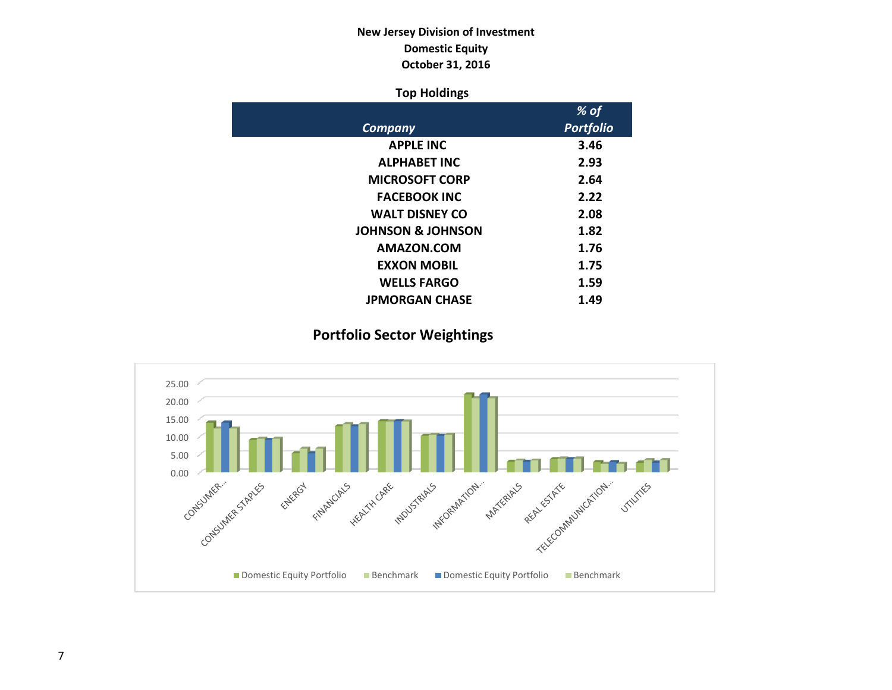**New Jersey Division of Investment**
**Domestic Equity**
**October 31, 2016**

**Top Holdings**

| *Company* | *% of Portfolio* |
|---|---|
| APPLE INC | 3.46 |
| ALPHABET INC | 2.93 |
| MICROSOFT CORP | 2.64 |
| FACEBOOK INC | 2.22 |
| WALT DISNEY CO | 2.08 |
| JOHNSON & JOHNSON | 1.82 |
| AMAZON.COM | 1.76 |
| EXXON MOBIL | 1.75 |
| WELLS FARGO | 1.59 |
| JPMORGAN CHASE | 1.49 |

## Portfolio Sector Weightings

25.00
20.00
15.00
10.00
5.00
0.00

CONSUMER... CONSUMER STAPLES ENERGY FINANCIALS HEALTH CARE INDUSTRIALS INFORMATION... MATERIALS REAL ESTATE TELECOMMUNICATION... UTILITIES

Domestic Equity Portfolio · Benchmark · Domestic Equity Portfolio · Benchmark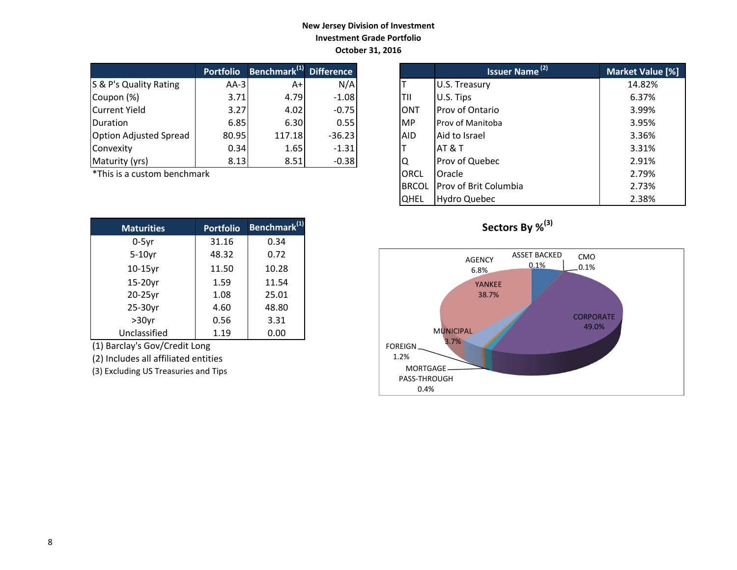**New Jersey Division of Investment**
**Investment Grade Portfolio**
**October 31, 2016**

| | Portfolio | Benchmark[(1)] | Difference |
|---|---|---|---|
| S & P's Quality Rating | AA-3 | A+ | N/A |
| Coupon (%) | 3.71 | 4.79 | -1.08 |
| Current Yield | 3.27 | 4.02 | -0.75 |
| Duration | 6.85 | 6.30 | 0.55 |
| Option Adjusted Spread | 80.95 | 117.18 | -36.23 |
| Convexity | 0.34 | 1.65 | -1.31 |
| Maturity (yrs) | 8.13 | 8.51 | -0.38 |

*This is a custom benchmark

| | Issuer Name [(2)] | Market Value [%] |
|---|---|---|
| T | U.S. Treasury | 14.82% |
| TII | U.S. Tips | 6.37% |
| ONT | Prov of Ontario | 3.99% |
| MP | Prov of Manitoba | 3.95% |
| AID | Aid to Israel | 3.36% |
| T | AT & T | 3.31% |
| Q | Prov of Quebec | 2.91% |
| ORCL | Oracle | 2.79% |
| BRCOL | Prov of Brit Columbia | 2.73% |
| QHEL | Hydro Quebec | 2.38% |

| Maturities | Portfolio | Benchmark[(1)] |
|---|---|---|
| 0-5yr | 31.16 | 0.34 |
| 5-10yr | 48.32 | 0.72 |
| 10-15yr | 11.50 | 10.28 |
| 15-20yr | 1.59 | 11.54 |
| 20-25yr | 1.08 | 25.01 |
| 25-30yr | 4.60 | 48.80 |
| >30yr | 0.56 | 3.31 |
| Unclassified | 1.19 | 0.00 |

(1) Barclay's Gov/Credit Long
(2) Includes all affiliated entities
(3) Excluding US Treasuries and Tips

**Sectors By %[(3)]**

| Sector | % |
|---|---|
| AGENCY | 6.8% |
| ASSET BACKED | 0.1% |
| CMO | 0.1% |
| YANKEE | 38.7% |
| CORPORATE | 49.0% |
| MUNICIPAL | 3.7% |
| FOREIGN | 1.2% |
| MORTGAGE PASS-THROUGH | 0.4% |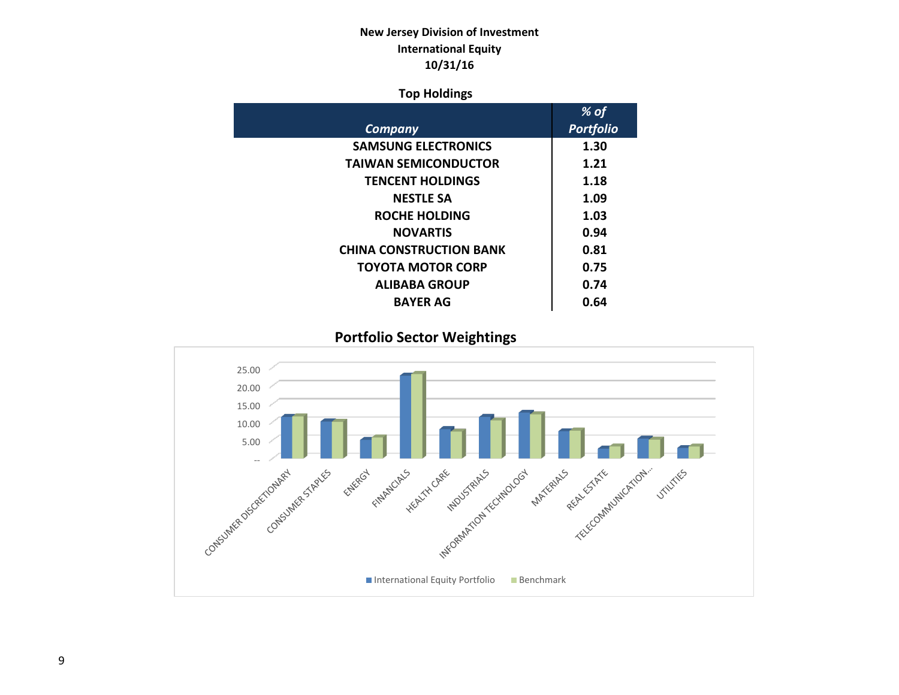**New Jersey Division of Investment**
**International Equity**
**10/31/16**

### Top Holdings

| *Company* | *% of Portfolio* |
|---|---|
| SAMSUNG ELECTRONICS | 1.30 |
| TAIWAN SEMICONDUCTOR | 1.21 |
| TENCENT HOLDINGS | 1.18 |
| NESTLE SA | 1.09 |
| ROCHE HOLDING | 1.03 |
| NOVARTIS | 0.94 |
| CHINA CONSTRUCTION BANK | 0.81 |
| TOYOTA MOTOR CORP | 0.75 |
| ALIBABA GROUP | 0.74 |
| BAYER AG | 0.64 |

### Portfolio Sector Weightings

Y-axis: 25.00, 20.00, 15.00, 10.00, 5.00, --

Sectors: CONSUMER DISCRETIONARY, CONSUMER STAPLES, ENERGY, FINANCIALS, HEALTH CARE, INDUSTRIALS, INFORMATION TECHNOLOGY, MATERIALS, REAL ESTATE, TELECOMMUNICATION..., UTILITIES

■ International Equity Portfolio ■ Benchmark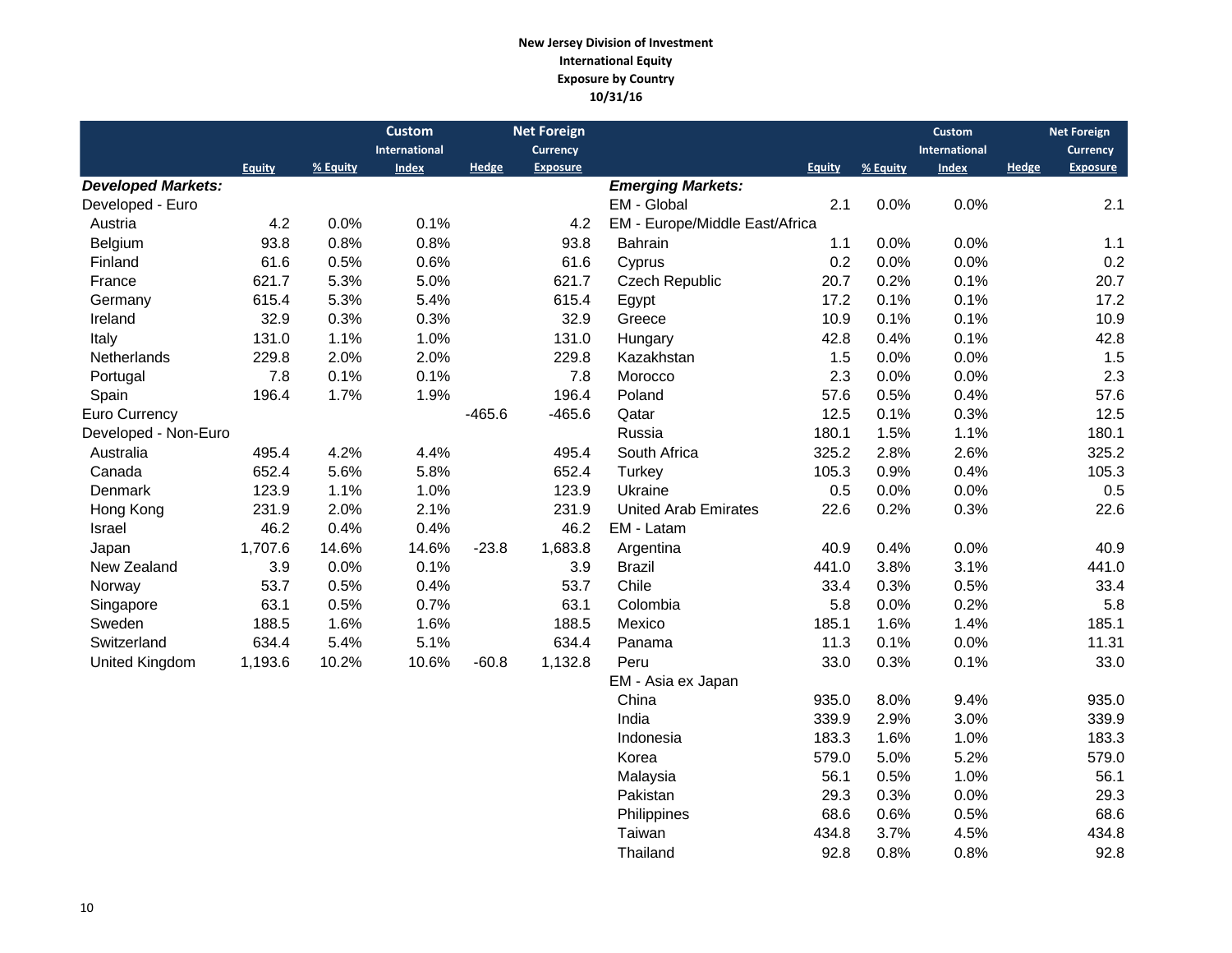**New Jersey Division of Investment**
**International Equity**
**Exposure by Country**
**10/31/16**

| | Equity | % Equity | Custom International Index | Hedge | Net Foreign Currency Exposure |
|---|---|---|---|---|---|
| ***Developed Markets:*** | | | | | |
| Developed - Euro | | | | | |
| Austria | 4.2 | 0.0% | 0.1% | | 4.2 |
| Belgium | 93.8 | 0.8% | 0.8% | | 93.8 |
| Finland | 61.6 | 0.5% | 0.6% | | 61.6 |
| France | 621.7 | 5.3% | 5.0% | | 621.7 |
| Germany | 615.4 | 5.3% | 5.4% | | 615.4 |
| Ireland | 32.9 | 0.3% | 0.3% | | 32.9 |
| Italy | 131.0 | 1.1% | 1.0% | | 131.0 |
| Netherlands | 229.8 | 2.0% | 2.0% | | 229.8 |
| Portugal | 7.8 | 0.1% | 0.1% | | 7.8 |
| Spain | 196.4 | 1.7% | 1.9% | | 196.4 |
| Euro Currency | | | | -465.6 | -465.6 |
| Developed - Non-Euro | | | | | |
| Australia | 495.4 | 4.2% | 4.4% | | 495.4 |
| Canada | 652.4 | 5.6% | 5.8% | | 652.4 |
| Denmark | 123.9 | 1.1% | 1.0% | | 123.9 |
| Hong Kong | 231.9 | 2.0% | 2.1% | | 231.9 |
| Israel | 46.2 | 0.4% | 0.4% | | 46.2 |
| Japan | 1,707.6 | 14.6% | 14.6% | -23.8 | 1,683.8 |
| New Zealand | 3.9 | 0.0% | 0.1% | | 3.9 |
| Norway | 53.7 | 0.5% | 0.4% | | 53.7 |
| Singapore | 63.1 | 0.5% | 0.7% | | 63.1 |
| Sweden | 188.5 | 1.6% | 1.6% | | 188.5 |
| Switzerland | 634.4 | 5.4% | 5.1% | | 634.4 |
| United Kingdom | 1,193.6 | 10.2% | 10.6% | -60.8 | 1,132.8 |

| | Equity | % Equity | Custom International Index | Hedge | Net Foreign Currency Exposure |
|---|---|---|---|---|---|
| ***Emerging Markets:*** | | | | | |
| EM - Global | 2.1 | 0.0% | 0.0% | | 2.1 |
| EM - Europe/Middle East/Africa | | | | | |
| Bahrain | 1.1 | 0.0% | 0.0% | | 1.1 |
| Cyprus | 0.2 | 0.0% | 0.0% | | 0.2 |
| Czech Republic | 20.7 | 0.2% | 0.1% | | 20.7 |
| Egypt | 17.2 | 0.1% | 0.1% | | 17.2 |
| Greece | 10.9 | 0.1% | 0.1% | | 10.9 |
| Hungary | 42.8 | 0.4% | 0.1% | | 42.8 |
| Kazakhstan | 1.5 | 0.0% | 0.0% | | 1.5 |
| Morocco | 2.3 | 0.0% | 0.0% | | 2.3 |
| Poland | 57.6 | 0.5% | 0.4% | | 57.6 |
| Qatar | 12.5 | 0.1% | 0.3% | | 12.5 |
| Russia | 180.1 | 1.5% | 1.1% | | 180.1 |
| South Africa | 325.2 | 2.8% | 2.6% | | 325.2 |
| Turkey | 105.3 | 0.9% | 0.4% | | 105.3 |
| Ukraine | 0.5 | 0.0% | 0.0% | | 0.5 |
| United Arab Emirates | 22.6 | 0.2% | 0.3% | | 22.6 |
| EM - Latam | | | | | |
| Argentina | 40.9 | 0.4% | 0.0% | | 40.9 |
| Brazil | 441.0 | 3.8% | 3.1% | | 441.0 |
| Chile | 33.4 | 0.3% | 0.5% | | 33.4 |
| Colombia | 5.8 | 0.0% | 0.2% | | 5.8 |
| Mexico | 185.1 | 1.6% | 1.4% | | 185.1 |
| Panama | 11.3 | 0.1% | 0.0% | | 11.31 |
| Peru | 33.0 | 0.3% | 0.1% | | 33.0 |
| EM - Asia ex Japan | | | | | |
| China | 935.0 | 8.0% | 9.4% | | 935.0 |
| India | 339.9 | 2.9% | 3.0% | | 339.9 |
| Indonesia | 183.3 | 1.6% | 1.0% | | 183.3 |
| Korea | 579.0 | 5.0% | 5.2% | | 579.0 |
| Malaysia | 56.1 | 0.5% | 1.0% | | 56.1 |
| Pakistan | 29.3 | 0.3% | 0.0% | | 29.3 |
| Philippines | 68.6 | 0.6% | 0.5% | | 68.6 |
| Taiwan | 434.8 | 3.7% | 4.5% | | 434.8 |
| Thailand | 92.8 | 0.8% | 0.8% | | 92.8 |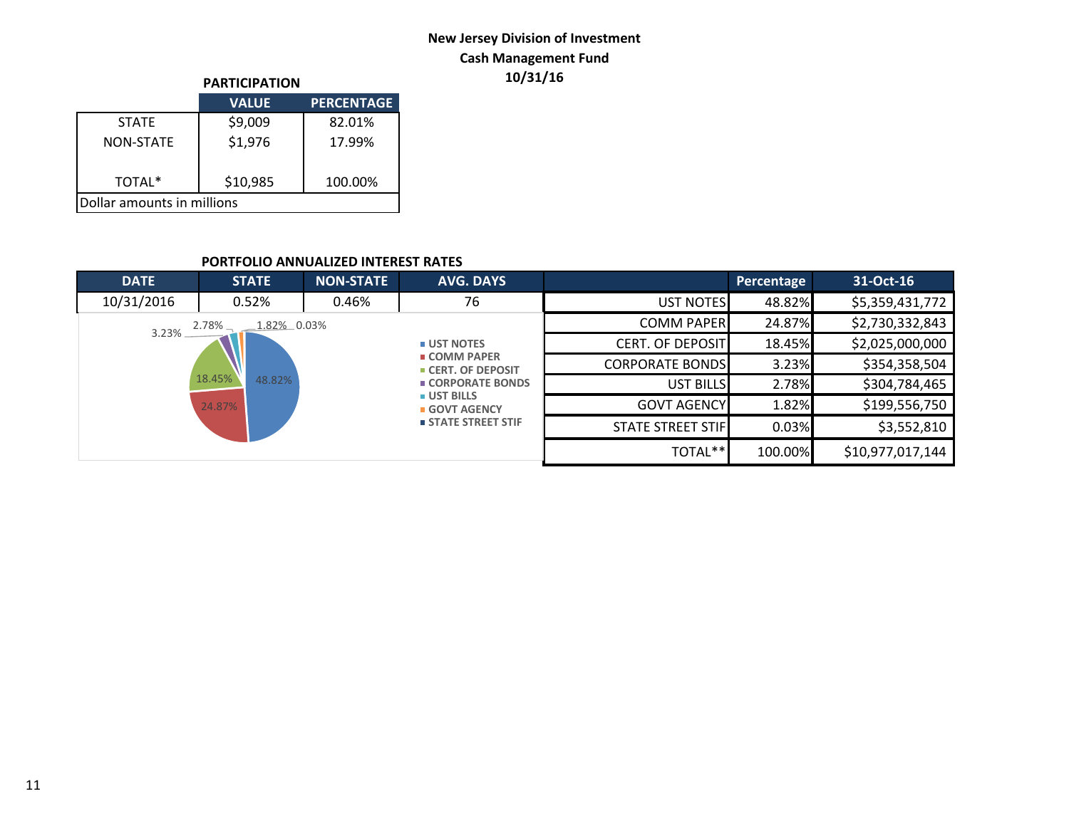**New Jersey Division of Investment**
**Cash Management Fund**
**10/31/16**

**PARTICIPATION**

| | VALUE | PERCENTAGE |
|---|---|---|
| STATE | $9,009 | 82.01% |
| NON-STATE | $1,976 | 17.99% |
| TOTAL* | $10,985 | 100.00% |
| Dollar amounts in millions | | |

**PORTFOLIO ANNUALIZED INTEREST RATES**

| DATE | STATE | NON-STATE | AVG. DAYS |
|---|---|---|---|
| 10/31/2016 | 0.52% | 0.46% | 76 |

| | Percentage | 31-Oct-16 |
|---|---|---|
| UST NOTES | 48.82% | $5,359,431,772 |
| COMM PAPER | 24.87% | $2,730,332,843 |
| CERT. OF DEPOSIT | 18.45% | $2,025,000,000 |
| CORPORATE BONDS | 3.23% | $354,358,504 |
| UST BILLS | 2.78% | $304,784,465 |
| GOVT AGENCY | 1.82% | $199,556,750 |
| STATE STREET STIF | 0.03% | $3,552,810 |
| TOTAL** | 100.00% | $10,977,017,144 |

- UST NOTES: 48.82%
- COMM PAPER: 24.87%
- CERT. OF DEPOSIT: 18.45%
- CORPORATE BONDS: 3.23%
- UST BILLS: 2.78%
- GOVT AGENCY: 1.82%
- STATE STREET STIF: 0.03%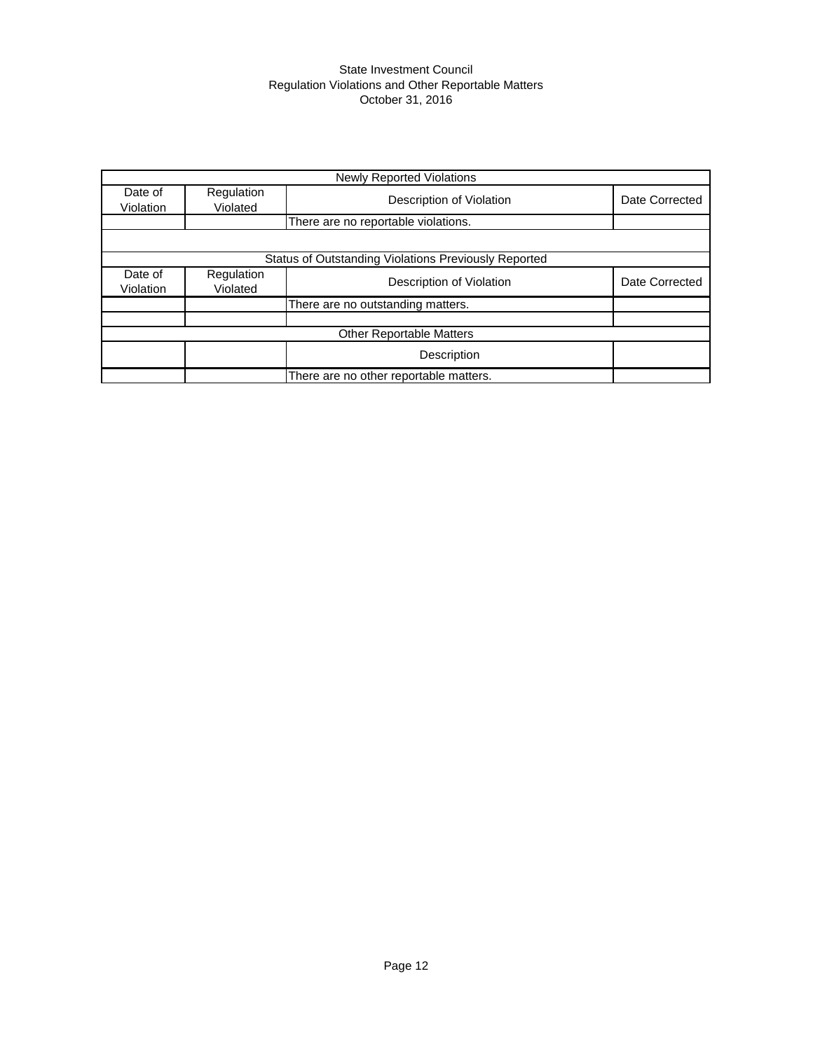State Investment Council
Regulation Violations and Other Reportable Matters
October 31, 2016

| Newly Reported Violations | | | |
|---|---|---|---|
| Date of Violation | Regulation Violated | Description of Violation | Date Corrected |
| | | There are no reportable violations. | |
| | | | |
| Status of Outstanding Violations Previously Reported | | | |
| Date of Violation | Regulation Violated | Description of Violation | Date Corrected |
| | | There are no outstanding matters. | |
| | | | |
| Other Reportable Matters | | | |
| | | Description | |
| | | There are no other reportable matters. | |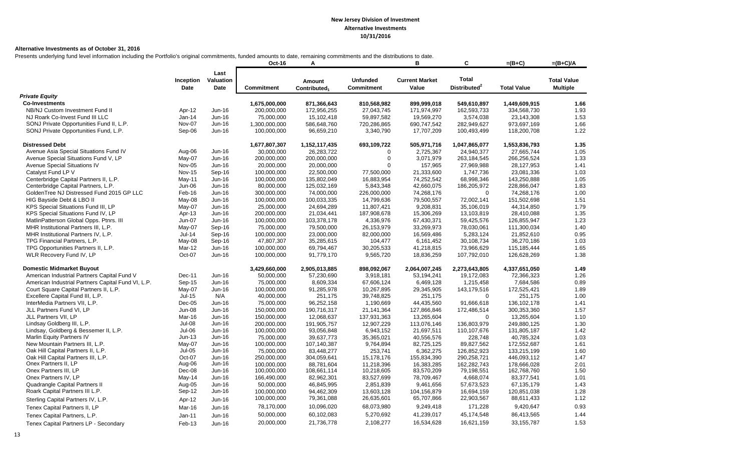# New Jersey Division of Investment
## Alternative Investments
### 10/31/2016

**Alternative Investments as of October 31, 2016**

Presents underlying fund level information including the Portfolio's original commitments, funded amounts to date, remaining commitments and the distributions to date.

| | Inception Date | Last Valuation Date | Oct-16 Commitment | A Amount Contributed[1] | Unfunded Commitment | B Current Market Value | C Total Distributed[2] | =(B+C) Total Value | =(B+C)/A Total Value Multiple |
|---|---|---|---|---|---|---|---|---|---|
| ***Private Equity*** | | | | | | | | | |
| **Co-Investments** | | | **1,675,000,000** | **871,366,643** | **810,568,982** | **899,999,018** | **549,610,897** | **1,449,609,915** | **1.66** |
| NB/NJ Custom Investment Fund II | Apr-12 | Jun-16 | 200,000,000 | 172,956,255 | 27,043,745 | 171,974,997 | 162,593,733 | 334,568,730 | 1.93 |
| NJ Roark Co-Invest Fund III LLC | Jan-14 | Jun-16 | 75,000,000 | 15,102,418 | 59,897,582 | 19,569,270 | 3,574,038 | 23,143,308 | 1.53 |
| SONJ Private Opportunities Fund II, L.P. | Nov-07 | Jun-16 | 1,300,000,000 | 586,648,760 | 720,286,865 | 690,747,542 | 282,949,627 | 973,697,169 | 1.66 |
| SONJ Private Opportunities Fund, L.P. | Sep-06 | Jun-16 | 100,000,000 | 96,659,210 | 3,340,790 | 17,707,209 | 100,493,499 | 118,200,708 | 1.22 |
| | | | | | | | | | |
| **Distressed Debt** | | | **1,677,807,307** | **1,152,117,435** | **693,109,722** | **505,971,716** | **1,047,865,077** | **1,553,836,793** | **1.35** |
| Avenue Asia Special Situations Fund IV | Aug-06 | Jun-16 | 30,000,000 | 26,283,722 | 0 | 2,725,367 | 24,940,377 | 27,665,744 | 1.05 |
| Avenue Special Situations Fund V, LP | May-07 | Jun-16 | 200,000,000 | 200,000,000 | 0 | 3,071,979 | 263,184,545 | 266,256,524 | 1.33 |
| Avenue Special Situations IV | Nov-05 | Jun-16 | 20,000,000 | 20,000,000 | 0 | 157,965 | 27,969,988 | 28,127,953 | 1.41 |
| Catalyst Fund LP V | Nov-15 | Sep-16 | 100,000,000 | 22,500,000 | 77,500,000 | 21,333,600 | 1,747,736 | 23,081,336 | 1.03 |
| Centerbridge Capital Partners II, L.P. | May-11 | Jun-16 | 100,000,000 | 135,802,049 | 16,883,954 | 74,252,542 | 68,998,346 | 143,250,888 | 1.05 |
| Centerbridge Capital Partners, L.P. | Jun-06 | Jun-16 | 80,000,000 | 125,032,169 | 5,843,348 | 42,660,075 | 186,205,972 | 228,866,047 | 1.83 |
| GoldenTree NJ Distressed Fund 2015 GP LLC | Feb-16 | Jun-16 | 300,000,000 | 74,000,000 | 226,000,000 | 74,268,176 | 0 | 74,268,176 | 1.00 |
| HIG Bayside Debt & LBO II | May-08 | Jun-16 | 100,000,000 | 100,033,335 | 14,799,636 | 79,500,557 | 72,002,141 | 151,502,698 | 1.51 |
| KPS Special Situations Fund III, LP | May-07 | Jun-16 | 25,000,000 | 24,694,289 | 11,807,421 | 9,208,831 | 35,106,019 | 44,314,850 | 1.79 |
| KPS Special Situations Fund IV, LP | Apr-13 | Jun-16 | 200,000,000 | 21,034,441 | 187,908,678 | 15,306,269 | 13,103,819 | 28,410,088 | 1.35 |
| MatlinPatterson Global Opps. Ptnrs. III | Jun-07 | Jun-16 | 100,000,000 | 103,378,178 | 4,336,976 | 67,430,371 | 59,425,576 | 126,855,947 | 1.23 |
| MHR Institutional Partners III, L.P. | May-07 | Sep-16 | 75,000,000 | 79,500,000 | 26,153,979 | 33,269,973 | 78,030,061 | 111,300,034 | 1.40 |
| MHR Institutional Partners IV, L.P. | Jul-14 | Sep-16 | 100,000,000 | 23,000,000 | 82,000,000 | 16,569,486 | 5,283,124 | 21,852,610 | 0.95 |
| TPG Financial Partners, L.P. | May-08 | Sep-16 | 47,807,307 | 35,285,615 | 104,477 | 6,161,452 | 30,108,734 | 36,270,186 | 1.03 |
| TPG Opportunities Partners II, L.P. | Mar-12 | Jun-16 | 100,000,000 | 69,794,467 | 30,205,533 | 41,218,815 | 73,966,629 | 115,185,444 | 1.65 |
| WLR Recovery Fund IV, LP | Oct-07 | Jun-16 | 100,000,000 | 91,779,170 | 9,565,720 | 18,836,259 | 107,792,010 | 126,628,269 | 1.38 |
| | | | | | | | | | |
| **Domestic Midmarket Buyout** | | | **3,429,660,000** | **2,905,013,885** | **898,092,067** | **2,064,007,245** | **2,273,643,805** | **4,337,651,050** | **1.49** |
| American Industrial Partners Capital Fund V | Dec-11 | Jun-16 | 50,000,000 | 57,230,690 | 3,918,181 | 53,194,241 | 19,172,083 | 72,366,323 | 1.26 |
| American Industrial Partners Capital Fund VI, L.P. | Sep-15 | Jun-16 | 75,000,000 | 8,609,334 | 67,606,124 | 6,469,128 | 1,215,458 | 7,684,586 | 0.89 |
| Court Square Capital Partners II, L.P. | May-07 | Jun-16 | 100,000,000 | 91,285,978 | 10,267,895 | 29,345,905 | 143,179,516 | 172,525,421 | 1.89 |
| Excellere Capital Fund III, L.P. | Jul-15 | N/A | 40,000,000 | 251,175 | 39,748,825 | 251,175 | 0 | 251,175 | 1.00 |
| InterMedia Partners VII, L.P. | Dec-05 | Jun-16 | 75,000,000 | 96,252,158 | 1,190,669 | 44,435,560 | 91,666,618 | 136,102,178 | 1.41 |
| JLL Partners Fund VI, LP | Jun-08 | Jun-16 | 150,000,000 | 190,716,317 | 21,141,364 | 127,866,846 | 172,486,514 | 300,353,360 | 1.57 |
| JLL Partners VII, LP | Mar-16 | Jun-16 | 150,000,000 | 12,068,637 | 137,931,363 | 13,265,604 | 0 | 13,265,604 | 1.10 |
| Lindsay Goldberg III, L.P. | Jul-08 | Jun-16 | 200,000,000 | 191,905,757 | 12,907,229 | 113,076,146 | 136,803,979 | 249,880,125 | 1.30 |
| Lindsay, Goldberg & Bessemer II, L.P. | Jul-06 | Jun-16 | 100,000,000 | 93,056,848 | 6,943,152 | 21,697,511 | 110,107,676 | 131,805,187 | 1.42 |
| Marlin Equity Partners IV | Jun-13 | Jun-16 | 75,000,000 | 39,637,773 | 35,365,021 | 40,556,576 | 228,748 | 40,785,324 | 1.03 |
| New Mountain Partners III, L.P. | May-07 | Jun-16 | 100,000,000 | 107,140,387 | 9,764,894 | 82,725,125 | 89,827,562 | 172,552,687 | 1.61 |
| Oak Hill Capital Partners II, L.P. | Jul-05 | Jun-16 | 75,000,000 | 83,448,277 | 253,741 | 6,362,275 | 126,852,923 | 133,215,199 | 1.60 |
| Oak Hill Capital Partners III, L.P. | Oct-07 | Jun-16 | 250,000,000 | 304,059,641 | 15,178,176 | 155,834,390 | 290,258,721 | 446,093,112 | 1.47 |
| Onex Partners II, LP | Aug-06 | Jun-16 | 100,000,000 | 88,781,604 | 11,218,396 | 16,383,285 | 162,282,743 | 178,666,028 | 2.01 |
| Onex Partners III, LP | Dec-08 | Jun-16 | 100,000,000 | 108,661,114 | 10,218,605 | 83,570,209 | 79,198,551 | 162,768,760 | 1.50 |
| Onex Partners IV, LP | May-14 | Jun-16 | 166,490,000 | 82,962,301 | 83,527,699 | 78,709,467 | 4,668,074 | 83,377,541 | 1.01 |
| Quadrangle Capital Partners II | Aug-05 | Jun-16 | 50,000,000 | 46,845,995 | 2,851,839 | 9,461,656 | 57,673,523 | 67,135,179 | 1.43 |
| Roark Capital Partners III L.P. | Sep-12 | Jun-16 | 100,000,000 | 94,462,309 | 13,603,128 | 104,156,879 | 16,694,159 | 120,851,038 | 1.28 |
| Sterling Capital Partners IV, L.P. | Apr-12 | Jun-16 | 100,000,000 | 79,361,088 | 26,635,601 | 65,707,866 | 22,903,567 | 88,611,433 | 1.12 |
| Tenex Capital Partners II, LP | Mar-16 | Jun-16 | 78,170,000 | 10,096,020 | 68,073,980 | 9,249,418 | 171,228 | 9,420,647 | 0.93 |
| Tenex Capital Partners, L.P. | Jan-11 | Jun-16 | 50,000,000 | 60,102,083 | 5,270,692 | 41,239,017 | 45,174,548 | 86,413,565 | 1.44 |
| Tenex Capital Partners LP - Secondary | Feb-13 | Jun-16 | 20,000,000 | 21,736,778 | 2,108,277 | 16,534,628 | 16,621,159 | 33,155,787 | 1.53 |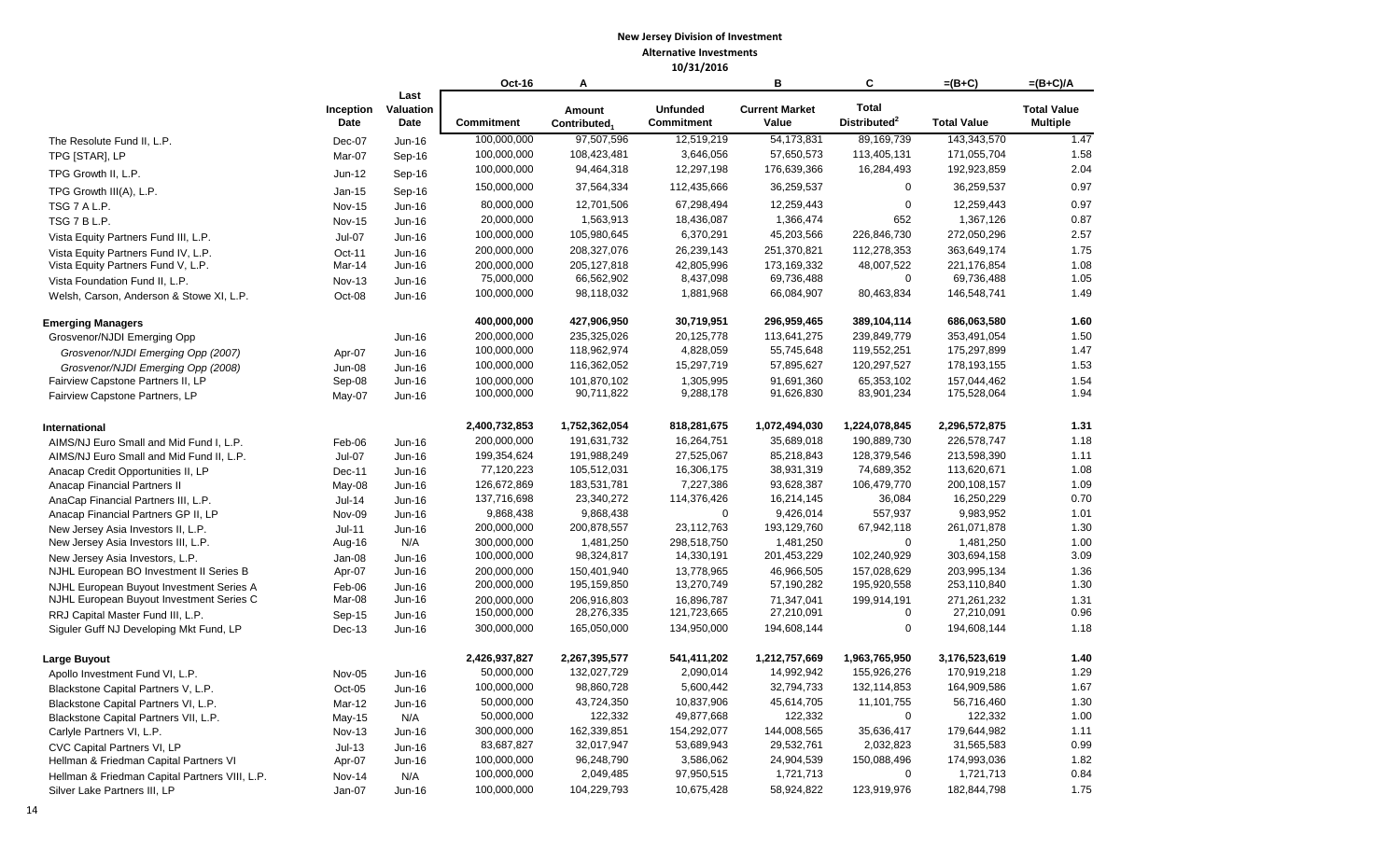# New Jersey Division of Investment

## Alternative Investments

### 10/31/2016

| | Inception Date | Last Valuation Date | Oct-16 Commitment | A Amount Contributed[1] | Unfunded Commitment | B Current Market Value | C Total Distributed[2] | =(B+C) Total Value | =(B+C)/A Total Value Multiple |
|---|---|---|---|---|---|---|---|---|---|
| The Resolute Fund II, L.P. | Dec-07 | Jun-16 | 100,000,000 | 97,507,596 | 12,519,219 | 54,173,831 | 89,169,739 | 143,343,570 | 1.47 |
| TPG [STAR], LP | Mar-07 | Sep-16 | 100,000,000 | 108,423,481 | 3,646,056 | 57,650,573 | 113,405,131 | 171,055,704 | 1.58 |
| TPG Growth II, L.P. | Jun-12 | Sep-16 | 100,000,000 | 94,464,318 | 12,297,198 | 176,639,366 | 16,284,493 | 192,923,859 | 2.04 |
| TPG Growth III(A), L.P. | Jan-15 | Sep-16 | 150,000,000 | 37,564,334 | 112,435,666 | 36,259,537 | 0 | 36,259,537 | 0.97 |
| TSG 7 A L.P. | Nov-15 | Jun-16 | 80,000,000 | 12,701,506 | 67,298,494 | 12,259,443 | 0 | 12,259,443 | 0.97 |
| TSG 7 B L.P. | Nov-15 | Jun-16 | 20,000,000 | 1,563,913 | 18,436,087 | 1,366,474 | 652 | 1,367,126 | 0.87 |
| Vista Equity Partners Fund III, L.P. | Jul-07 | Jun-16 | 100,000,000 | 105,980,645 | 6,370,291 | 45,203,566 | 226,846,730 | 272,050,296 | 2.57 |
| Vista Equity Partners Fund IV, L.P. | Oct-11 | Jun-16 | 200,000,000 | 208,327,076 | 26,239,143 | 251,370,821 | 112,278,353 | 363,649,174 | 1.75 |
| Vista Equity Partners Fund V, L.P. | Mar-14 | Jun-16 | 200,000,000 | 205,127,818 | 42,805,996 | 173,169,332 | 48,007,522 | 221,176,854 | 1.08 |
| Vista Foundation Fund II, L.P. | Nov-13 | Jun-16 | 75,000,000 | 66,562,902 | 8,437,098 | 69,736,488 | 0 | 69,736,488 | 1.05 |
| Welsh, Carson, Anderson & Stowe XI, L.P. | Oct-08 | Jun-16 | 100,000,000 | 98,118,032 | 1,881,968 | 66,084,907 | 80,463,834 | 146,548,741 | 1.49 |
| | | | | | | | | | |
| **Emerging Managers** | | | **400,000,000** | **427,906,950** | **30,719,951** | **296,959,465** | **389,104,114** | **686,063,580** | **1.60** |
| Grosvenor/NJDI Emerging Opp | | Jun-16 | 200,000,000 | 235,325,026 | 20,125,778 | 113,641,275 | 239,849,779 | 353,491,054 | 1.50 |
| *Grosvenor/NJDI Emerging Opp (2007)* | Apr-07 | Jun-16 | 100,000,000 | 118,962,974 | 4,828,059 | 55,745,648 | 119,552,251 | 175,297,899 | 1.47 |
| *Grosvenor/NJDI Emerging Opp (2008)* | Jun-08 | Jun-16 | 100,000,000 | 116,362,052 | 15,297,719 | 57,895,627 | 120,297,527 | 178,193,155 | 1.53 |
| Fairview Capstone Partners II, LP | Sep-08 | Jun-16 | 100,000,000 | 101,870,102 | 1,305,995 | 91,691,360 | 65,353,102 | 157,044,462 | 1.54 |
| Fairview Capstone Partners, LP | May-07 | Jun-16 | 100,000,000 | 90,711,822 | 9,288,178 | 91,626,830 | 83,901,234 | 175,528,064 | 1.94 |
| | | | | | | | | | |
| **International** | | | **2,400,732,853** | **1,752,362,054** | **818,281,675** | **1,072,494,030** | **1,224,078,845** | **2,296,572,875** | **1.31** |
| AIMS/NJ Euro Small and Mid Fund I, L.P. | Feb-06 | Jun-16 | 200,000,000 | 191,631,732 | 16,264,751 | 35,689,018 | 190,889,730 | 226,578,747 | 1.18 |
| AIMS/NJ Euro Small and Mid Fund II, L.P. | Jul-07 | Jun-16 | 199,354,624 | 191,988,249 | 27,525,067 | 85,218,843 | 128,379,546 | 213,598,390 | 1.11 |
| Anacap Credit Opportunities II, LP | Dec-11 | Jun-16 | 77,120,223 | 105,512,031 | 16,306,175 | 38,931,319 | 74,689,352 | 113,620,671 | 1.08 |
| Anacap Financial Partners II | May-08 | Jun-16 | 126,672,869 | 183,531,781 | 7,227,386 | 93,628,387 | 106,479,770 | 200,108,157 | 1.09 |
| AnaCap Financial Partners III, L.P. | Jul-14 | Jun-16 | 137,716,698 | 23,340,272 | 114,376,426 | 16,214,145 | 36,084 | 16,250,229 | 0.70 |
| Anacap Financial Partners GP II, LP | Nov-09 | Jun-16 | 9,868,438 | 9,868,438 | 0 | 9,426,014 | 557,937 | 9,983,952 | 1.01 |
| New Jersey Asia Investors II, L.P. | Jul-11 | Jun-16 | 200,000,000 | 200,878,557 | 23,112,763 | 193,129,760 | 67,942,118 | 261,071,878 | 1.30 |
| New Jersey Asia Investors III, L.P. | Aug-16 | N/A | 300,000,000 | 1,481,250 | 298,518,750 | 1,481,250 | 0 | 1,481,250 | 1.00 |
| New Jersey Asia Investors, L.P. | Jan-08 | Jun-16 | 100,000,000 | 98,324,817 | 14,330,191 | 201,453,229 | 102,240,929 | 303,694,158 | 3.09 |
| NJHL European BO Investment II Series B | Apr-07 | Jun-16 | 200,000,000 | 150,401,940 | 13,778,965 | 46,966,505 | 157,028,629 | 203,995,134 | 1.36 |
| NJHL European Buyout Investment Series A | Feb-06 | Jun-16 | 200,000,000 | 195,159,850 | 13,270,749 | 57,190,282 | 195,920,558 | 253,110,840 | 1.30 |
| NJHL European Buyout Investment Series C | Mar-08 | Jun-16 | 200,000,000 | 206,916,803 | 16,896,787 | 71,347,041 | 199,914,191 | 271,261,232 | 1.31 |
| RRJ Capital Master Fund III, L.P. | Sep-15 | Jun-16 | 150,000,000 | 28,276,335 | 121,723,665 | 27,210,091 | 0 | 27,210,091 | 0.96 |
| Siguler Guff NJ Developing Mkt Fund, LP | Dec-13 | Jun-16 | 300,000,000 | 165,050,000 | 134,950,000 | 194,608,144 | 0 | 194,608,144 | 1.18 |
| | | | | | | | | | |
| **Large Buyout** | | | **2,426,937,827** | **2,267,395,577** | **541,411,202** | **1,212,757,669** | **1,963,765,950** | **3,176,523,619** | **1.40** |
| Apollo Investment Fund VI, L.P. | Nov-05 | Jun-16 | 50,000,000 | 132,027,729 | 2,090,014 | 14,992,942 | 155,926,276 | 170,919,218 | 1.29 |
| Blackstone Capital Partners V, L.P. | Oct-05 | Jun-16 | 100,000,000 | 98,860,728 | 5,600,442 | 32,794,733 | 132,114,853 | 164,909,586 | 1.67 |
| Blackstone Capital Partners VI, L.P. | Mar-12 | Jun-16 | 50,000,000 | 43,724,350 | 10,837,906 | 45,614,705 | 11,101,755 | 56,716,460 | 1.30 |
| Blackstone Capital Partners VII, L.P. | May-15 | N/A | 50,000,000 | 122,332 | 49,877,668 | 122,332 | 0 | 122,332 | 1.00 |
| Carlyle Partners VI, L.P. | Nov-13 | Jun-16 | 300,000,000 | 162,339,851 | 154,292,077 | 144,008,565 | 35,636,417 | 179,644,982 | 1.11 |
| CVC Capital Partners VI, LP | Jul-13 | Jun-16 | 83,687,827 | 32,017,947 | 53,689,943 | 29,532,761 | 2,032,823 | 31,565,583 | 0.99 |
| Hellman & Friedman Capital Partners VI | Apr-07 | Jun-16 | 100,000,000 | 96,248,790 | 3,586,062 | 24,904,539 | 150,088,496 | 174,993,036 | 1.82 |
| Hellman & Friedman Capital Partners VIII, L.P. | Nov-14 | N/A | 100,000,000 | 2,049,485 | 97,950,515 | 1,721,713 | 0 | 1,721,713 | 0.84 |
| Silver Lake Partners III, LP | Jan-07 | Jun-16 | 100,000,000 | 104,229,793 | 10,675,428 | 58,924,822 | 123,919,976 | 182,844,798 | 1.75 |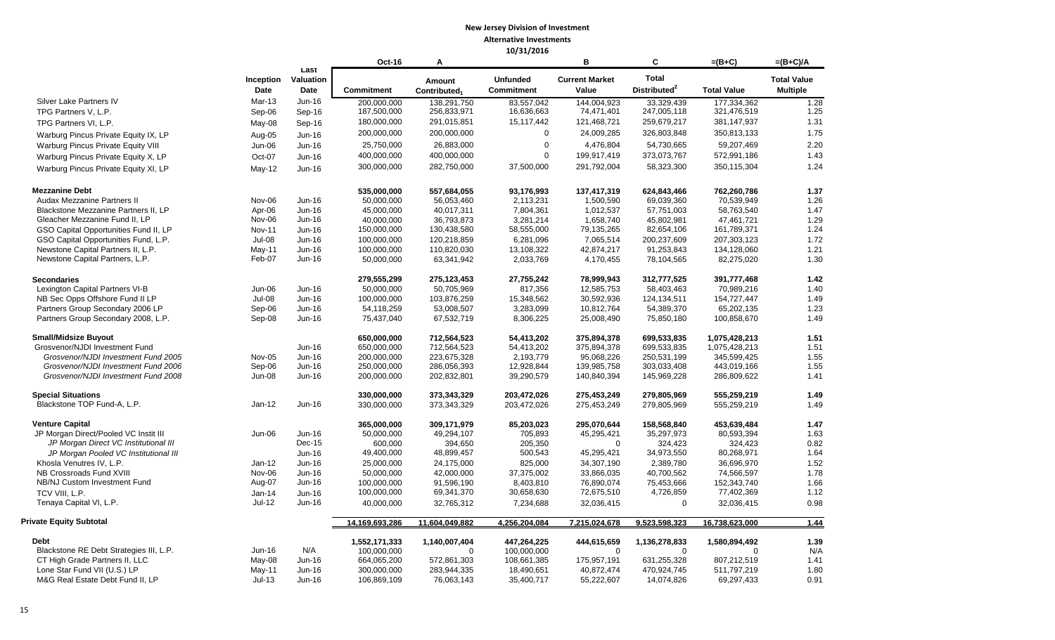**New Jersey Division of Investment**

**Alternative Investments**

**10/31/2016**

| | Inception Date | Last Valuation Date | Oct-16 Commitment | A Amount Contributed[1] | Unfunded Commitment | B Current Market Value | C Total Distributed[2] | =(B+C) Total Value | =(B+C)/A Total Value Multiple |
|---|---|---|---|---|---|---|---|---|---|
| Silver Lake Partners IV | Mar-13 | Jun-16 | 200,000,000 | 138,291,750 | 83,557,042 | 144,004,923 | 33,329,439 | 177,334,362 | 1.28 |
| TPG Partners V, L.P. | Sep-06 | Sep-16 | 187,500,000 | 256,833,971 | 16,636,663 | 74,471,401 | 247,005,118 | 321,476,519 | 1.25 |
| TPG Partners VI, L.P. | May-08 | Sep-16 | 180,000,000 | 291,015,851 | 15,117,442 | 121,468,721 | 259,679,217 | 381,147,937 | 1.31 |
| Warburg Pincus Private Equity IX, LP | Aug-05 | Jun-16 | 200,000,000 | 200,000,000 | 0 | 24,009,285 | 326,803,848 | 350,813,133 | 1.75 |
| Warburg Pincus Private Equity VIII | Jun-06 | Jun-16 | 25,750,000 | 26,883,000 | 0 | 4,476,804 | 54,730,665 | 59,207,469 | 2.20 |
| Warburg Pincus Private Equity X, LP | Oct-07 | Jun-16 | 400,000,000 | 400,000,000 | 0 | 199,917,419 | 373,073,767 | 572,991,186 | 1.43 |
| Warburg Pincus Private Equity XI, LP | May-12 | Jun-16 | 300,000,000 | 282,750,000 | 37,500,000 | 291,792,004 | 58,323,300 | 350,115,304 | 1.24 |
| **Mezzanine Debt** | | | **535,000,000** | **557,684,055** | **93,176,993** | **137,417,319** | **624,843,466** | **762,260,786** | **1.37** |
| Audax Mezzanine Partners II | Nov-06 | Jun-16 | 50,000,000 | 56,053,460 | 2,113,231 | 1,500,590 | 69,039,360 | 70,539,949 | 1.26 |
| Blackstone Mezzanine Partners II, LP | Apr-06 | Jun-16 | 45,000,000 | 40,017,311 | 7,804,361 | 1,012,537 | 57,751,003 | 58,763,540 | 1.47 |
| Gleacher Mezzanine Fund II, LP | Nov-06 | Jun-16 | 40,000,000 | 36,793,873 | 3,281,214 | 1,658,740 | 45,802,981 | 47,461,721 | 1.29 |
| GSO Capital Opportunities Fund II, LP | Nov-11 | Jun-16 | 150,000,000 | 130,438,580 | 58,555,000 | 79,135,265 | 82,654,106 | 161,789,371 | 1.24 |
| GSO Capital Opportunities Fund, L.P. | Jul-08 | Jun-16 | 100,000,000 | 120,218,859 | 6,281,096 | 7,065,514 | 200,237,609 | 207,303,123 | 1.72 |
| Newstone Capital Partners II, L.P. | May-11 | Jun-16 | 100,000,000 | 110,820,030 | 13,108,322 | 42,874,217 | 91,253,843 | 134,128,060 | 1.21 |
| Newstone Capital Partners, L.P. | Feb-07 | Jun-16 | 50,000,000 | 63,341,942 | 2,033,769 | 4,170,455 | 78,104,565 | 82,275,020 | 1.30 |
| **Secondaries** | | | **279,555,299** | **275,123,453** | **27,755,242** | **78,999,943** | **312,777,525** | **391,777,468** | **1.42** |
| Lexington Capital Partners VI-B | Jun-06 | Jun-16 | 50,000,000 | 50,705,969 | 817,356 | 12,585,753 | 58,403,463 | 70,989,216 | 1.40 |
| NB Sec Opps Offshore Fund II LP | Jul-08 | Jun-16 | 100,000,000 | 103,876,259 | 15,348,562 | 30,592,936 | 124,134,511 | 154,727,447 | 1.49 |
| Partners Group Secondary 2006 LP | Sep-06 | Jun-16 | 54,118,259 | 53,008,507 | 3,283,099 | 10,812,764 | 54,389,370 | 65,202,135 | 1.23 |
| Partners Group Secondary 2008, L.P. | Sep-08 | Jun-16 | 75,437,040 | 67,532,719 | 8,306,225 | 25,008,490 | 75,850,180 | 100,858,670 | 1.49 |
| **Small/Midsize Buyout** | | | **650,000,000** | **712,564,523** | **54,413,202** | **375,894,378** | **699,533,835** | **1,075,428,213** | **1.51** |
| Grosvenor/NJDI Investment Fund | | Jun-16 | 650,000,000 | 712,564,523 | 54,413,202 | 375,894,378 | 699,533,835 | 1,075,428,213 | 1.51 |
| *Grosvenor/NJDI Investment Fund 2005* | Nov-05 | Jun-16 | 200,000,000 | 223,675,328 | 2,193,779 | 95,068,226 | 250,531,199 | 345,599,425 | 1.55 |
| *Grosvenor/NJDI Investment Fund 2006* | Sep-06 | Jun-16 | 250,000,000 | 286,056,393 | 12,928,844 | 139,985,758 | 303,033,408 | 443,019,166 | 1.55 |
| *Grosvenor/NJDI Investment Fund 2008* | Jun-08 | Jun-16 | 200,000,000 | 202,832,801 | 39,290,579 | 140,840,394 | 145,969,228 | 286,809,622 | 1.41 |
| **Special Situations** | | | **330,000,000** | **373,343,329** | **203,472,026** | **275,453,249** | **279,805,969** | **555,259,219** | **1.49** |
| Blackstone TOP Fund-A, L.P. | Jan-12 | Jun-16 | 330,000,000 | 373,343,329 | 203,472,026 | 275,453,249 | 279,805,969 | 555,259,219 | 1.49 |
| **Venture Capital** | | | **365,000,000** | **309,171,979** | **85,203,023** | **295,070,644** | **158,568,840** | **453,639,484** | **1.47** |
| JP Morgan Direct/Pooled VC Instit III | Jun-06 | Jun-16 | 50,000,000 | 49,294,107 | 705,893 | 45,295,421 | 35,297,973 | 80,593,394 | 1.63 |
| *JP Morgan Direct VC Institutional III* | | Dec-15 | 600,000 | 394,650 | 205,350 | 0 | 324,423 | 324,423 | 0.82 |
| *JP Morgan Pooled VC Institutional III* | | Jun-16 | 49,400,000 | 48,899,457 | 500,543 | 45,295,421 | 34,973,550 | 80,268,971 | 1.64 |
| Khosla Venutres IV, L.P. | Jan-12 | Jun-16 | 25,000,000 | 24,175,000 | 825,000 | 34,307,190 | 2,389,780 | 36,696,970 | 1.52 |
| NB Crossroads Fund XVIII | Nov-06 | Jun-16 | 50,000,000 | 42,000,000 | 37,375,002 | 33,866,035 | 40,700,562 | 74,566,597 | 1.78 |
| NB/NJ Custom Investment Fund | Aug-07 | Jun-16 | 100,000,000 | 91,596,190 | 8,403,810 | 76,890,074 | 75,453,666 | 152,343,740 | 1.66 |
| TCV VIII, L.P. | Jan-14 | Jun-16 | 100,000,000 | 69,341,370 | 30,658,630 | 72,675,510 | 4,726,859 | 77,402,369 | 1.12 |
| Tenaya Capital VI, L.P. | Jul-12 | Jun-16 | 40,000,000 | 32,765,312 | 7,234,688 | 32,036,415 | 0 | 32,036,415 | 0.98 |
| **Private Equity Subtotal** | | | **14,169,693,286** | **11,604,049,882** | **4,256,204,084** | **7,215,024,678** | **9,523,598,323** | **16,738,623,000** | **1.44** |
| **Debt** | | | **1,552,171,333** | **1,140,007,404** | **447,264,225** | **444,615,659** | **1,136,278,833** | **1,580,894,492** | **1.39** |
| Blackstone RE Debt Strategies III, L.P. | Jun-16 | N/A | 100,000,000 | 0 | 100,000,000 | 0 | 0 | 0 | N/A |
| CT High Grade Partners II, LLC | May-08 | Jun-16 | 664,065,200 | 572,861,303 | 108,661,385 | 175,957,191 | 631,255,328 | 807,212,519 | 1.41 |
| Lone Star Fund VII (U.S.) LP | May-11 | Jun-16 | 300,000,000 | 283,944,335 | 18,490,651 | 40,872,474 | 470,924,745 | 511,797,219 | 1.80 |
| M&G Real Estate Debt Fund II, LP | Jul-13 | Jun-16 | 106,869,109 | 76,063,143 | 35,400,717 | 55,222,607 | 14,074,826 | 69,297,433 | 0.91 |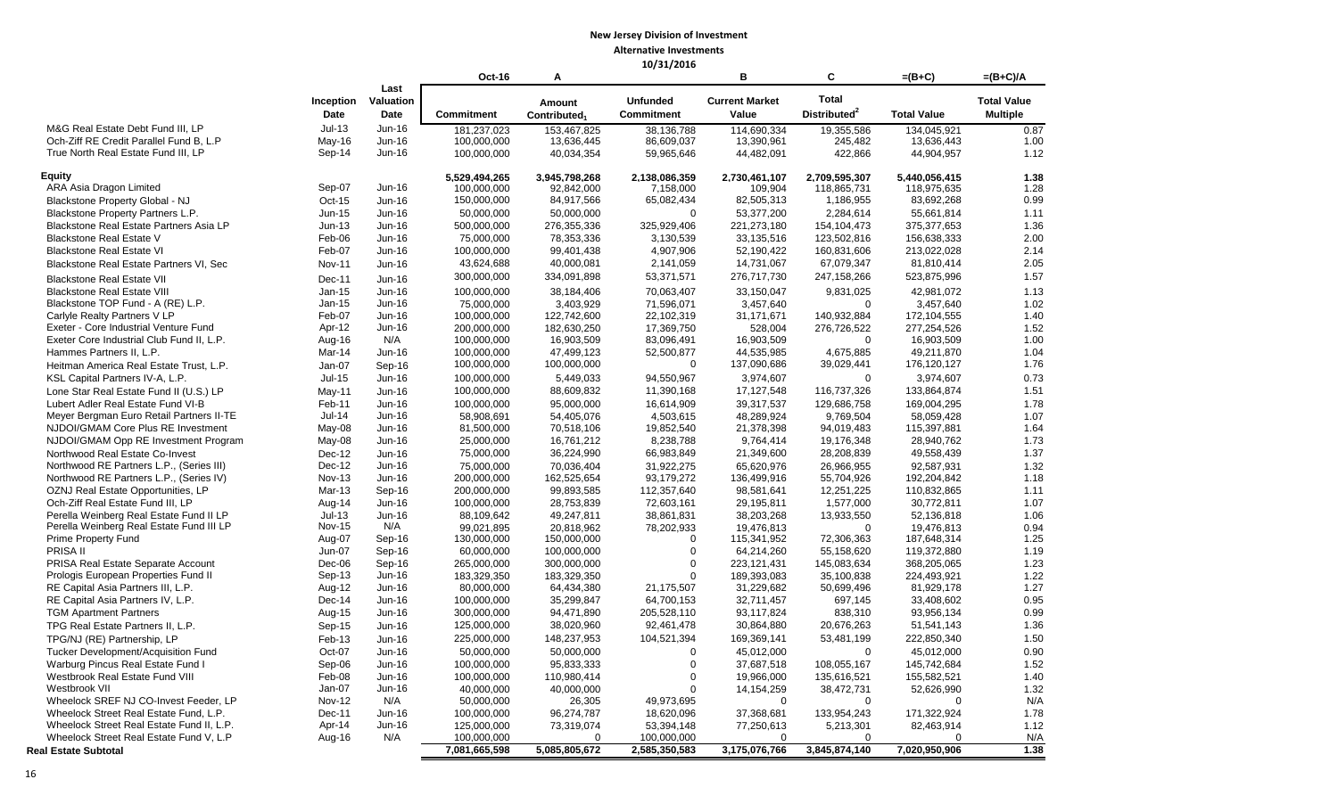**New Jersey Division of Investment**

**Alternative Investments**

**10/31/2016**

| | Inception Date | Last Valuation Date | Oct-16 Commitment | A Amount Contributed[1] | Unfunded Commitment | B Current Market Value | C Total Distributed[2] | =(B+C) Total Value | =(B+C)/A Total Value Multiple |
|---|---|---|---|---|---|---|---|---|---|
| M&G Real Estate Debt Fund III, LP | Jul-13 | Jun-16 | 181,237,023 | 153,467,825 | 38,136,788 | 114,690,334 | 19,355,586 | 134,045,921 | 0.87 |
| Och-Ziff RE Credit Parallel Fund B, L.P | May-16 | Jun-16 | 100,000,000 | 13,636,445 | 86,609,037 | 13,390,961 | 245,482 | 13,636,443 | 1.00 |
| True North Real Estate Fund III, LP | Sep-14 | Jun-16 | 100,000,000 | 40,034,354 | 59,965,646 | 44,482,091 | 422,866 | 44,904,957 | 1.12 |
| **Equity** | | | 5,529,494,265 | 3,945,798,268 | 2,138,086,359 | 2,730,461,107 | 2,709,595,307 | 5,440,056,415 | 1.38 |
| ARA Asia Dragon Limited | Sep-07 | Jun-16 | 100,000,000 | 92,842,000 | 7,158,000 | 109,904 | 118,865,731 | 118,975,635 | 1.28 |
| Blackstone Property Global - NJ | Oct-15 | Jun-16 | 150,000,000 | 84,917,566 | 65,082,434 | 82,505,313 | 1,186,955 | 83,692,268 | 0.99 |
| Blackstone Property Partners L.P. | Jun-15 | Jun-16 | 50,000,000 | 50,000,000 | 0 | 53,377,200 | 2,284,614 | 55,661,814 | 1.11 |
| Blackstone Real Estate Partners Asia LP | Jun-13 | Jun-16 | 500,000,000 | 276,355,336 | 325,929,406 | 221,273,180 | 154,104,473 | 375,377,653 | 1.36 |
| Blackstone Real Estate V | Feb-06 | Jun-16 | 75,000,000 | 78,353,336 | 3,130,539 | 33,135,516 | 123,502,816 | 156,638,333 | 2.00 |
| Blackstone Real Estate VI | Feb-07 | Jun-16 | 100,000,000 | 99,401,438 | 4,907,906 | 52,190,422 | 160,831,606 | 213,022,028 | 2.14 |
| Blackstone Real Estate Partners VI, Sec | Nov-11 | Jun-16 | 43,624,688 | 40,000,081 | 2,141,059 | 14,731,067 | 67,079,347 | 81,810,414 | 2.05 |
| Blackstone Real Estate VII | Dec-11 | Jun-16 | 300,000,000 | 334,091,898 | 53,371,571 | 276,717,730 | 247,158,266 | 523,875,996 | 1.57 |
| Blackstone Real Estate VIII | Jan-15 | Jun-16 | 100,000,000 | 38,184,406 | 70,063,407 | 33,150,047 | 9,831,025 | 42,981,072 | 1.13 |
| Blackstone TOP Fund - A (RE) L.P. | Jan-15 | Jun-16 | 75,000,000 | 3,403,929 | 71,596,071 | 3,457,640 | 0 | 3,457,640 | 1.02 |
| Carlyle Realty Partners V LP | Feb-07 | Jun-16 | 100,000,000 | 122,742,600 | 22,102,319 | 31,171,671 | 140,932,884 | 172,104,555 | 1.40 |
| Exeter - Core Industrial Venture Fund | Apr-12 | Jun-16 | 200,000,000 | 182,630,250 | 17,369,750 | 528,004 | 276,726,522 | 277,254,526 | 1.52 |
| Exeter Core Industrial Club Fund II, L.P. | Aug-16 | N/A | 100,000,000 | 16,903,509 | 83,096,491 | 16,903,509 | 0 | 16,903,509 | 1.00 |
| Hammes Partners II, L.P. | Mar-14 | Jun-16 | 100,000,000 | 47,499,123 | 52,500,877 | 44,535,985 | 4,675,885 | 49,211,870 | 1.04 |
| Heitman America Real Estate Trust, L.P. | Jan-07 | Sep-16 | 100,000,000 | 100,000,000 | 0 | 137,090,686 | 39,029,441 | 176,120,127 | 1.76 |
| KSL Capital Partners IV-A, L.P. | Jul-15 | Jun-16 | 100,000,000 | 5,449,033 | 94,550,967 | 3,974,607 | 0 | 3,974,607 | 0.73 |
| Lone Star Real Estate Fund II (U.S.) LP | May-11 | Jun-16 | 100,000,000 | 88,609,832 | 11,390,168 | 17,127,548 | 116,737,326 | 133,864,874 | 1.51 |
| Lubert Adler Real Estate Fund VI-B | Feb-11 | Jun-16 | 100,000,000 | 95,000,000 | 16,614,909 | 39,317,537 | 129,686,758 | 169,004,295 | 1.78 |
| Meyer Bergman Euro Retail Partners II-TE | Jul-14 | Jun-16 | 58,908,691 | 54,405,076 | 4,503,615 | 48,289,924 | 9,769,504 | 58,059,428 | 1.07 |
| NJDOI/GMAM Core Plus RE Investment | May-08 | Jun-16 | 81,500,000 | 70,518,106 | 19,852,540 | 21,378,398 | 94,019,483 | 115,397,881 | 1.64 |
| NJDOI/GMAM Opp RE Investment Program | May-08 | Jun-16 | 25,000,000 | 16,761,212 | 8,238,788 | 9,764,414 | 19,176,348 | 28,940,762 | 1.73 |
| Northwood Real Estate Co-Invest | Dec-12 | Jun-16 | 75,000,000 | 36,224,990 | 66,983,849 | 21,349,600 | 28,208,839 | 49,558,439 | 1.37 |
| Northwood RE Partners L.P., (Series III) | Dec-12 | Jun-16 | 75,000,000 | 70,036,404 | 31,922,275 | 65,620,976 | 26,966,955 | 92,587,931 | 1.32 |
| Northwood RE Partners L.P., (Series IV) | Nov-13 | Jun-16 | 200,000,000 | 162,525,654 | 93,179,272 | 136,499,916 | 55,704,926 | 192,204,842 | 1.18 |
| OZNJ Real Estate Opportunities, LP | Mar-13 | Sep-16 | 200,000,000 | 99,893,585 | 112,357,640 | 98,581,641 | 12,251,225 | 110,832,865 | 1.11 |
| Och-Ziff Real Estate Fund III, LP | Aug-14 | Jun-16 | 100,000,000 | 28,753,839 | 72,603,161 | 29,195,811 | 1,577,000 | 30,772,811 | 1.07 |
| Perella Weinberg Real Estate Fund II LP | Jul-13 | Jun-16 | 88,109,642 | 49,247,811 | 38,861,831 | 38,203,268 | 13,933,550 | 52,136,818 | 1.06 |
| Perella Weinberg Real Estate Fund III LP | Nov-15 | N/A | 99,021,895 | 20,818,962 | 78,202,933 | 19,476,813 | 0 | 19,476,813 | 0.94 |
| Prime Property Fund | Aug-07 | Sep-16 | 130,000,000 | 150,000,000 | 0 | 115,341,952 | 72,306,363 | 187,648,314 | 1.25 |
| PRISA II | Jun-07 | Sep-16 | 60,000,000 | 100,000,000 | 0 | 64,214,260 | 55,158,620 | 119,372,880 | 1.19 |
| PRISA Real Estate Separate Account | Dec-06 | Sep-16 | 265,000,000 | 300,000,000 | 0 | 223,121,431 | 145,083,634 | 368,205,065 | 1.23 |
| Prologis European Properties Fund II | Sep-13 | Jun-16 | 183,329,350 | 183,329,350 | 0 | 189,393,083 | 35,100,838 | 224,493,921 | 1.22 |
| RE Capital Asia Partners III, L.P. | Aug-12 | Jun-16 | 80,000,000 | 64,434,380 | 21,175,507 | 31,229,682 | 50,699,496 | 81,929,178 | 1.27 |
| RE Capital Asia Partners IV, L.P. | Dec-14 | Jun-16 | 100,000,000 | 35,299,847 | 64,700,153 | 32,711,457 | 697,145 | 33,408,602 | 0.95 |
| TGM Apartment Partners | Aug-15 | Jun-16 | 300,000,000 | 94,471,890 | 205,528,110 | 93,117,824 | 838,310 | 93,956,134 | 0.99 |
| TPG Real Estate Partners II, L.P. | Sep-15 | Jun-16 | 125,000,000 | 38,020,960 | 92,461,478 | 30,864,880 | 20,676,263 | 51,541,143 | 1.36 |
| TPG/NJ (RE) Partnership, LP | Feb-13 | Jun-16 | 225,000,000 | 148,237,953 | 104,521,394 | 169,369,141 | 53,481,199 | 222,850,340 | 1.50 |
| Tucker Development/Acquisition Fund | Oct-07 | Jun-16 | 50,000,000 | 50,000,000 | 0 | 45,012,000 | 0 | 45,012,000 | 0.90 |
| Warburg Pincus Real Estate Fund I | Sep-06 | Jun-16 | 100,000,000 | 95,833,333 | 0 | 37,687,518 | 108,055,167 | 145,742,684 | 1.52 |
| Westbrook Real Estate Fund VIII | Feb-08 | Jun-16 | 100,000,000 | 110,980,414 | 0 | 19,966,000 | 135,616,521 | 155,582,521 | 1.40 |
| Westbrook VII | Jan-07 | Jun-16 | 40,000,000 | 40,000,000 | 0 | 14,154,259 | 38,472,731 | 52,626,990 | 1.32 |
| Wheelock SREF NJ CO-Invest Feeder, LP | Nov-12 | N/A | 50,000,000 | 26,305 | 49,973,695 | 0 | 0 | 0 | N/A |
| Wheelock Street Real Estate Fund, L.P. | Dec-11 | Jun-16 | 100,000,000 | 96,274,787 | 18,620,096 | 37,368,681 | 133,954,243 | 171,322,924 | 1.78 |
| Wheelock Street Real Estate Fund II, L.P. | Apr-14 | Jun-16 | 125,000,000 | 73,319,074 | 53,394,148 | 77,250,613 | 5,213,301 | 82,463,914 | 1.12 |
| Wheelock Street Real Estate Fund V, L.P | Aug-16 | N/A | 100,000,000 | 0 | 100,000,000 | 0 | 0 | 0 | N/A |
| **Real Estate Subtotal** | | | **7,081,665,598** | **5,085,805,672** | **2,585,350,583** | **3,175,076,766** | **3,845,874,140** | **7,020,950,906** | **1.38** |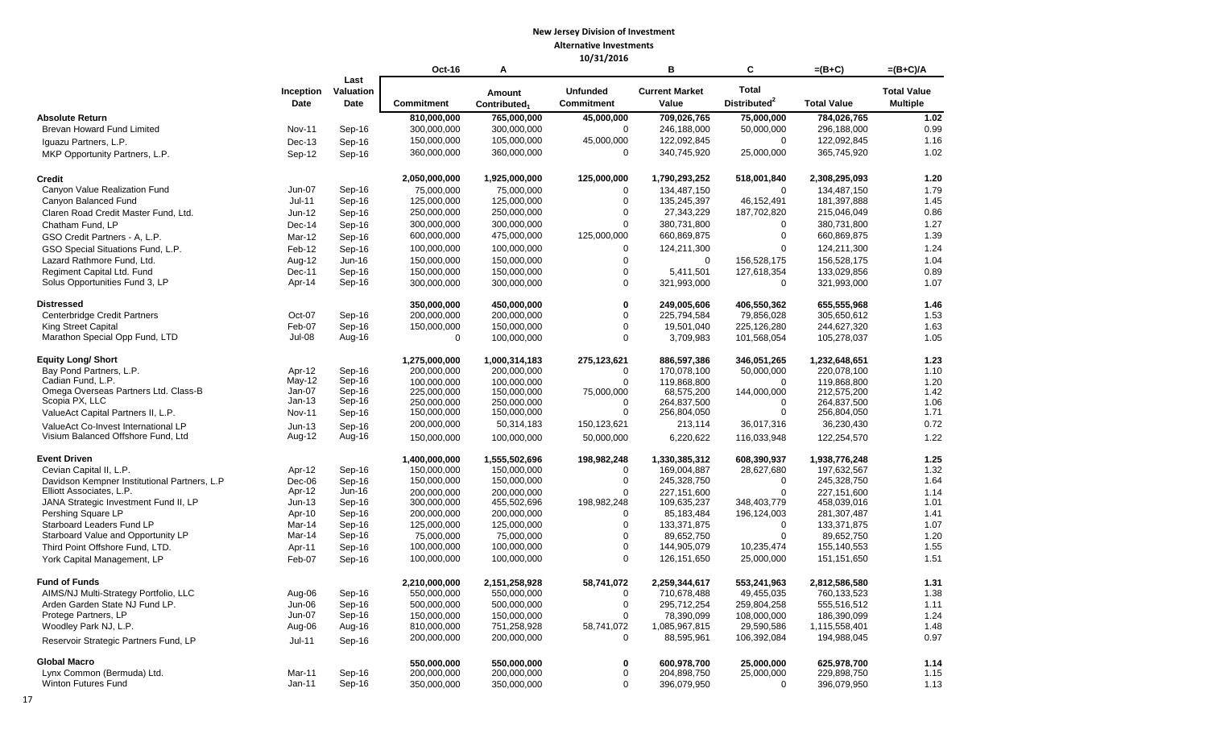# New Jersey Division of Investment

## Alternative Investments

### 10/31/2016

| | | | Oct-16 | A | | B | C | =(B+C) | =(B+C)/A |
|---|---|---|---|---|---|---|---|---|---|
| | Inception Date | Last Valuation Date | Commitment | Amount Contributed[1] | Unfunded Commitment | Current Market Value | Total Distributed[2] | Total Value | Total Value Multiple |
| **Absolute Return** | | | **810,000,000** | **765,000,000** | **45,000,000** | **709,026,765** | **75,000,000** | **784,026,765** | **1.02** |
| Brevan Howard Fund Limited | Nov-11 | Sep-16 | 300,000,000 | 300,000,000 | 0 | 246,188,000 | 50,000,000 | 296,188,000 | 0.99 |
| Iguazu Partners, L.P. | Dec-13 | Sep-16 | 150,000,000 | 105,000,000 | 45,000,000 | 122,092,845 | 0 | 122,092,845 | 1.16 |
| MKP Opportunity Partners, L.P. | Sep-12 | Sep-16 | 360,000,000 | 360,000,000 | 0 | 340,745,920 | 25,000,000 | 365,745,920 | 1.02 |
| **Credit** | | | **2,050,000,000** | **1,925,000,000** | **125,000,000** | **1,790,293,252** | **518,001,840** | **2,308,295,093** | **1.20** |
| Canyon Value Realization Fund | Jun-07 | Sep-16 | 75,000,000 | 75,000,000 | 0 | 134,487,150 | 0 | 134,487,150 | 1.79 |
| Canyon Balanced Fund | Jul-11 | Sep-16 | 125,000,000 | 125,000,000 | 0 | 135,245,397 | 46,152,491 | 181,397,888 | 1.45 |
| Claren Road Credit Master Fund, Ltd. | Jun-12 | Sep-16 | 250,000,000 | 250,000,000 | 0 | 27,343,229 | 187,702,820 | 215,046,049 | 0.86 |
| Chatham Fund, LP | Dec-14 | Sep-16 | 300,000,000 | 300,000,000 | 0 | 380,731,800 | 0 | 380,731,800 | 1.27 |
| GSO Credit Partners - A, L.P. | Mar-12 | Sep-16 | 600,000,000 | 475,000,000 | 125,000,000 | 660,869,875 | 0 | 660,869,875 | 1.39 |
| GSO Special Situations Fund, L.P. | Feb-12 | Sep-16 | 100,000,000 | 100,000,000 | 0 | 124,211,300 | 0 | 124,211,300 | 1.24 |
| Lazard Rathmore Fund, Ltd. | Aug-12 | Jun-16 | 150,000,000 | 150,000,000 | 0 | 0 | 156,528,175 | 156,528,175 | 1.04 |
| Regiment Capital Ltd. Fund | Dec-11 | Sep-16 | 150,000,000 | 150,000,000 | 0 | 5,411,501 | 127,618,354 | 133,029,856 | 0.89 |
| Solus Opportunities Fund 3, LP | Apr-14 | Sep-16 | 300,000,000 | 300,000,000 | 0 | 321,993,000 | 0 | 321,993,000 | 1.07 |
| **Distressed** | | | **350,000,000** | **450,000,000** | **0** | **249,005,606** | **406,550,362** | **655,555,968** | **1.46** |
| Centerbridge Credit Partners | Oct-07 | Sep-16 | 200,000,000 | 200,000,000 | 0 | 225,794,584 | 79,856,028 | 305,650,612 | 1.53 |
| King Street Capital | Feb-07 | Sep-16 | 150,000,000 | 150,000,000 | 0 | 19,501,040 | 225,126,280 | 244,627,320 | 1.63 |
| Marathon Special Opp Fund, LTD | Jul-08 | Aug-16 | 0 | 100,000,000 | 0 | 3,709,983 | 101,568,054 | 105,278,037 | 1.05 |
| **Equity Long/ Short** | | | **1,275,000,000** | **1,000,314,183** | **275,123,621** | **886,597,386** | **346,051,265** | **1,232,648,651** | **1.23** |
| Bay Pond Partners, L.P. | Apr-12 | Sep-16 | 200,000,000 | 200,000,000 | 0 | 170,078,100 | 50,000,000 | 220,078,100 | 1.10 |
| Cadian Fund, L.P. | May-12 | Sep-16 | 100,000,000 | 100,000,000 | 0 | 119,868,800 | 0 | 119,868,800 | 1.20 |
| Omega Overseas Partners Ltd. Class-B | Jan-07 | Sep-16 | 225,000,000 | 150,000,000 | 75,000,000 | 68,575,200 | 144,000,000 | 212,575,200 | 1.42 |
| Scopia PX, LLC | Jan-13 | Sep-16 | 250,000,000 | 250,000,000 | 0 | 264,837,500 | 0 | 264,837,500 | 1.06 |
| ValueAct Capital Partners II, L.P. | Nov-11 | Sep-16 | 150,000,000 | 150,000,000 | 0 | 256,804,050 | 0 | 256,804,050 | 1.71 |
| ValueAct Co-Invest International LP | Jun-13 | Sep-16 | 200,000,000 | 50,314,183 | 150,123,621 | 213,114 | 36,017,316 | 36,230,430 | 0.72 |
| Visium Balanced Offshore Fund, Ltd | Aug-12 | Aug-16 | 150,000,000 | 100,000,000 | 50,000,000 | 6,220,622 | 116,033,948 | 122,254,570 | 1.22 |
| **Event Driven** | | | **1,400,000,000** | **1,555,502,696** | **198,982,248** | **1,330,385,312** | **608,390,937** | **1,938,776,248** | **1.25** |
| Cevian Capital II, L.P. | Apr-12 | Sep-16 | 150,000,000 | 150,000,000 | 0 | 169,004,887 | 28,627,680 | 197,632,567 | 1.32 |
| Davidson Kempner Institutional Partners, L.P | Dec-06 | Sep-16 | 150,000,000 | 150,000,000 | 0 | 245,328,750 | 0 | 245,328,750 | 1.64 |
| Elliott Associates, L.P. | Apr-12 | Jun-16 | 200,000,000 | 200,000,000 | 0 | 227,151,600 | 0 | 227,151,600 | 1.14 |
| JANA Strategic Investment Fund II, LP | Jun-13 | Sep-16 | 300,000,000 | 455,502,696 | 198,982,248 | 109,635,237 | 348,403,779 | 458,039,016 | 1.01 |
| Pershing Square LP | Apr-10 | Sep-16 | 200,000,000 | 200,000,000 | 0 | 85,183,484 | 196,124,003 | 281,307,487 | 1.41 |
| Starboard Leaders Fund LP | Mar-14 | Sep-16 | 125,000,000 | 125,000,000 | 0 | 133,371,875 | 0 | 133,371,875 | 1.07 |
| Starboard Value and Opportunity LP | Mar-14 | Sep-16 | 75,000,000 | 75,000,000 | 0 | 89,652,750 | 0 | 89,652,750 | 1.20 |
| Third Point Offshore Fund, LTD. | Apr-11 | Sep-16 | 100,000,000 | 100,000,000 | 0 | 144,905,079 | 10,235,474 | 155,140,553 | 1.55 |
| York Capital Management, LP | Feb-07 | Sep-16 | 100,000,000 | 100,000,000 | 0 | 126,151,650 | 25,000,000 | 151,151,650 | 1.51 |
| **Fund of Funds** | | | **2,210,000,000** | **2,151,258,928** | **58,741,072** | **2,259,344,617** | **553,241,963** | **2,812,586,580** | **1.31** |
| AIMS/NJ Multi-Strategy Portfolio, LLC | Aug-06 | Sep-16 | 550,000,000 | 550,000,000 | 0 | 710,678,488 | 49,455,035 | 760,133,523 | 1.38 |
| Arden Garden State NJ Fund LP. | Jun-06 | Sep-16 | 500,000,000 | 500,000,000 | 0 | 295,712,254 | 259,804,258 | 555,516,512 | 1.11 |
| Protege Partners, LP | Jun-07 | Sep-16 | 150,000,000 | 150,000,000 | 0 | 78,390,099 | 108,000,000 | 186,390,099 | 1.24 |
| Woodley Park NJ, L.P. | Aug-06 | Aug-16 | 810,000,000 | 751,258,928 | 58,741,072 | 1,085,967,815 | 29,590,586 | 1,115,558,401 | 1.48 |
| Reservoir Strategic Partners Fund, LP | Jul-11 | Sep-16 | 200,000,000 | 200,000,000 | 0 | 88,595,961 | 106,392,084 | 194,988,045 | 0.97 |
| **Global Macro** | | | **550,000,000** | **550,000,000** | **0** | **600,978,700** | **25,000,000** | **625,978,700** | **1.14** |
| Lynx Common (Bermuda) Ltd. | Mar-11 | Sep-16 | 200,000,000 | 200,000,000 | 0 | 204,898,750 | 25,000,000 | 229,898,750 | 1.15 |
| Winton Futures Fund | Jan-11 | Sep-16 | 350,000,000 | 350,000,000 | 0 | 396,079,950 | 0 | 396,079,950 | 1.13 |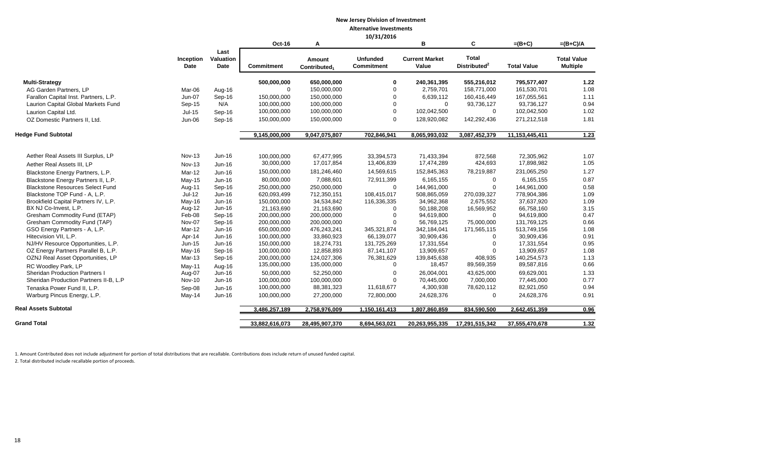**New Jersey Division of Investment**

**Alternative Investments**

**10/31/2016**

| | Inception Date | Last Valuation Date | Oct-16<br>Commitment | A<br>Amount Contributed[1] | Unfunded Commitment | B<br>Current Market Value | C<br>Total Distributed[2] | =(B+C)<br>Total Value | =(B+C)/A<br>Total Value Multiple |
|---|---|---|---|---|---|---|---|---|---|
| **Multi-Strategy** | | | 500,000,000 | 650,000,000 | 0 | 240,361,395 | 555,216,012 | 795,577,407 | 1.22 |
| AG Garden Partners, LP | Mar-06 | Aug-16 | 0 | 150,000,000 | 0 | 2,759,701 | 158,771,000 | 161,530,701 | 1.08 |
| Farallon Capital Inst. Partners, L.P. | Jun-07 | Sep-16 | 150,000,000 | 150,000,000 | 0 | 6,639,112 | 160,416,449 | 167,055,561 | 1.11 |
| Laurion Capital Global Markets Fund | Sep-15 | N/A | 100,000,000 | 100,000,000 | 0 | 0 | 93,736,127 | 93,736,127 | 0.94 |
| Laurion Capital Ltd. | Jul-15 | Sep-16 | 100,000,000 | 100,000,000 | 0 | 102,042,500 | 0 | 102,042,500 | 1.02 |
| OZ Domestic Partners II, Ltd. | Jun-06 | Sep-16 | 150,000,000 | 150,000,000 | 0 | 128,920,082 | 142,292,436 | 271,212,518 | 1.81 |
| **Hedge Fund Subtotal** | | | 9,145,000,000 | 9,047,075,807 | 702,846,941 | 8,065,993,032 | 3,087,452,379 | 11,153,445,411 | 1.23 |
| Aether Real Assets III Surplus, LP | Nov-13 | Jun-16 | 100,000,000 | 67,477,995 | 33,394,573 | 71,433,394 | 872,568 | 72,305,962 | 1.07 |
| Aether Real Assets III, LP | Nov-13 | Jun-16 | 30,000,000 | 17,017,854 | 13,406,839 | 17,474,289 | 424,693 | 17,898,982 | 1.05 |
| Blackstone Energy Partners, L.P. | Mar-12 | Jun-16 | 150,000,000 | 181,246,460 | 14,569,615 | 152,845,363 | 78,219,887 | 231,065,250 | 1.27 |
| Blackstone Energy Partners II, L.P. | May-15 | Jun-16 | 80,000,000 | 7,088,601 | 72,911,399 | 6,165,155 | 0 | 6,165,155 | 0.87 |
| Blackstone Resources Select Fund | Aug-11 | Sep-16 | 250,000,000 | 250,000,000 | 0 | 144,961,000 | 0 | 144,961,000 | 0.58 |
| Blackstone TOP Fund - A, L.P. | Jul-12 | Jun-16 | 620,093,499 | 712,350,151 | 108,415,017 | 508,865,059 | 270,039,327 | 778,904,386 | 1.09 |
| Brookfield Capital Partners IV, L.P. | May-16 | Jun-16 | 150,000,000 | 34,534,842 | 116,336,335 | 34,962,368 | 2,675,552 | 37,637,920 | 1.09 |
| BX NJ Co-Invest, L.P. | Aug-12 | Jun-16 | 21,163,690 | 21,163,690 | 0 | 50,188,208 | 16,569,952 | 66,758,160 | 3.15 |
| Gresham Commodity Fund (ETAP) | Feb-08 | Sep-16 | 200,000,000 | 200,000,000 | 0 | 94,619,800 | 0 | 94,619,800 | 0.47 |
| Gresham Commodity Fund (TAP) | Nov-07 | Sep-16 | 200,000,000 | 200,000,000 | 0 | 56,769,125 | 75,000,000 | 131,769,125 | 0.66 |
| GSO Energy Partners - A, L.P. | Mar-12 | Jun-16 | 650,000,000 | 476,243,241 | 345,321,874 | 342,184,041 | 171,565,115 | 513,749,156 | 1.08 |
| Hitecvision VII, L.P. | Apr-14 | Jun-16 | 100,000,000 | 33,860,923 | 66,139,077 | 30,909,436 | 0 | 30,909,436 | 0.91 |
| NJ/HV Resource Opportunities, L.P. | Jun-15 | Jun-16 | 150,000,000 | 18,274,731 | 131,725,269 | 17,331,554 | 0 | 17,331,554 | 0.95 |
| OZ Energy Partners Parallel B, L.P. | May-16 | Sep-16 | 100,000,000 | 12,858,893 | 87,141,107 | 13,909,657 | 0 | 13,909,657 | 1.08 |
| OZNJ Real Asset Opportunities, LP | Mar-13 | Sep-16 | 200,000,000 | 124,027,306 | 76,381,629 | 139,845,638 | 408,935 | 140,254,573 | 1.13 |
| RC Woodley Park, LP | May-11 | Aug-16 | 135,000,000 | 135,000,000 | 0 | 18,457 | 89,569,359 | 89,587,816 | 0.66 |
| Sheridan Production Partners I | Aug-07 | Jun-16 | 50,000,000 | 52,250,000 | 0 | 26,004,001 | 43,625,000 | 69,629,001 | 1.33 |
| Sheridan Production Partners II-B, L.P | Nov-10 | Jun-16 | 100,000,000 | 100,000,000 | 0 | 70,445,000 | 7,000,000 | 77,445,000 | 0.77 |
| Tenaska Power Fund II, L.P. | Sep-08 | Jun-16 | 100,000,000 | 88,381,323 | 11,618,677 | 4,300,938 | 78,620,112 | 82,921,050 | 0.94 |
| Warburg Pincus Energy, L.P. | May-14 | Jun-16 | 100,000,000 | 27,200,000 | 72,800,000 | 24,628,376 | 0 | 24,628,376 | 0.91 |
| **Real Assets Subtotal** | | | 3,486,257,189 | 2,758,976,009 | 1,150,161,413 | 1,807,860,859 | 834,590,500 | 2,642,451,359 | 0.96 |
| **Grand Total** | | | 33,882,616,073 | 28,495,907,370 | 8,694,563,021 | 20,263,955,335 | 17,291,515,342 | 37,555,470,678 | 1.32 |

1. Amount Contributed does not include adjustment for portion of total distributions that are recallable. Contributions does include return of unused funded capital.

2. Total distributed include recallable portion of proceeds.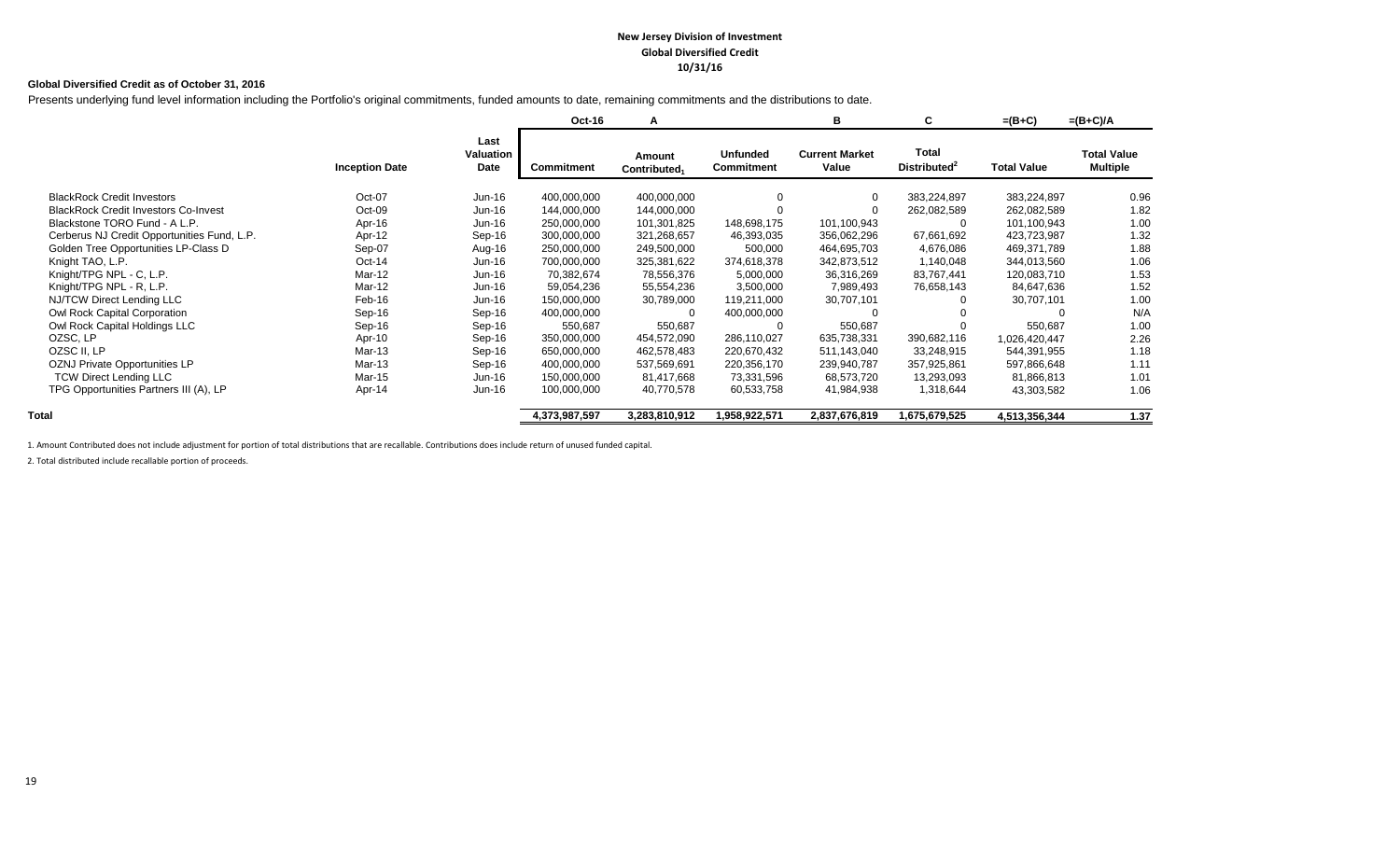**New Jersey Division of Investment**
**Global Diversified Credit**
**10/31/16**

**Global Diversified Credit as of October 31, 2016**

Presents underlying fund level information including the Portfolio's original commitments, funded amounts to date, remaining commitments and the distributions to date.

| | | | Oct-16 | A | | B | C | =(B+C) | =(B+C)/A |
|---|---|---|---|---|---|---|---|---|---|
| | Inception Date | Last Valuation Date | Commitment | Amount Contributed[1] | Unfunded Commitment | Current Market Value | Total Distributed[2] | Total Value | Total Value Multiple |
| BlackRock Credit Investors | Oct-07 | Jun-16 | 400,000,000 | 400,000,000 | 0 | 0 | 383,224,897 | 383,224,897 | 0.96 |
| BlackRock Credit Investors Co-Invest | Oct-09 | Jun-16 | 144,000,000 | 144,000,000 | 0 | 0 | 262,082,589 | 262,082,589 | 1.82 |
| Blackstone TORO Fund - A L.P. | Apr-16 | Jun-16 | 250,000,000 | 101,301,825 | 148,698,175 | 101,100,943 | 0 | 101,100,943 | 1.00 |
| Cerberus NJ Credit Opportunities Fund, L.P. | Apr-12 | Sep-16 | 300,000,000 | 321,268,657 | 46,393,035 | 356,062,296 | 67,661,692 | 423,723,987 | 1.32 |
| Golden Tree Opportunities LP-Class D | Sep-07 | Aug-16 | 250,000,000 | 249,500,000 | 500,000 | 464,695,703 | 4,676,086 | 469,371,789 | 1.88 |
| Knight TAO, L.P. | Oct-14 | Jun-16 | 700,000,000 | 325,381,622 | 374,618,378 | 342,873,512 | 1,140,048 | 344,013,560 | 1.06 |
| Knight/TPG NPL - C, L.P. | Mar-12 | Jun-16 | 70,382,674 | 78,556,376 | 5,000,000 | 36,316,269 | 83,767,441 | 120,083,710 | 1.53 |
| Knight/TPG NPL - R, L.P. | Mar-12 | Jun-16 | 59,054,236 | 55,554,236 | 3,500,000 | 7,989,493 | 76,658,143 | 84,647,636 | 1.52 |
| NJ/TCW Direct Lending LLC | Feb-16 | Jun-16 | 150,000,000 | 30,789,000 | 119,211,000 | 30,707,101 | 0 | 30,707,101 | 1.00 |
| Owl Rock Capital Corporation | Sep-16 | Sep-16 | 400,000,000 | 0 | 400,000,000 | 0 | 0 | 0 | N/A |
| Owl Rock Capital Holdings LLC | Sep-16 | Sep-16 | 550,687 | 550,687 | 0 | 550,687 | 0 | 550,687 | 1.00 |
| OZSC, LP | Apr-10 | Sep-16 | 350,000,000 | 454,572,090 | 286,110,027 | 635,738,331 | 390,682,116 | 1,026,420,447 | 2.26 |
| OZSC II, LP | Mar-13 | Sep-16 | 650,000,000 | 462,578,483 | 220,670,432 | 511,143,040 | 33,248,915 | 544,391,955 | 1.18 |
| OZNJ Private Opportunities LP | Mar-13 | Sep-16 | 400,000,000 | 537,569,691 | 220,356,170 | 239,940,787 | 357,925,861 | 597,866,648 | 1.11 |
| TCW Direct Lending LLC | Mar-15 | Jun-16 | 150,000,000 | 81,417,668 | 73,331,596 | 68,573,720 | 13,293,093 | 81,866,813 | 1.01 |
| TPG Opportunities Partners III (A), LP | Apr-14 | Jun-16 | 100,000,000 | 40,770,578 | 60,533,758 | 41,984,938 | 1,318,644 | 43,303,582 | 1.06 |
| **Total** | | | 4,373,987,597 | 3,283,810,912 | 1,958,922,571 | 2,837,676,819 | 1,675,679,525 | 4,513,356,344 | 1.37 |

1. Amount Contributed does not include adjustment for portion of total distributions that are recallable. Contributions does include return of unused funded capital.

2. Total distributed include recallable portion of proceeds.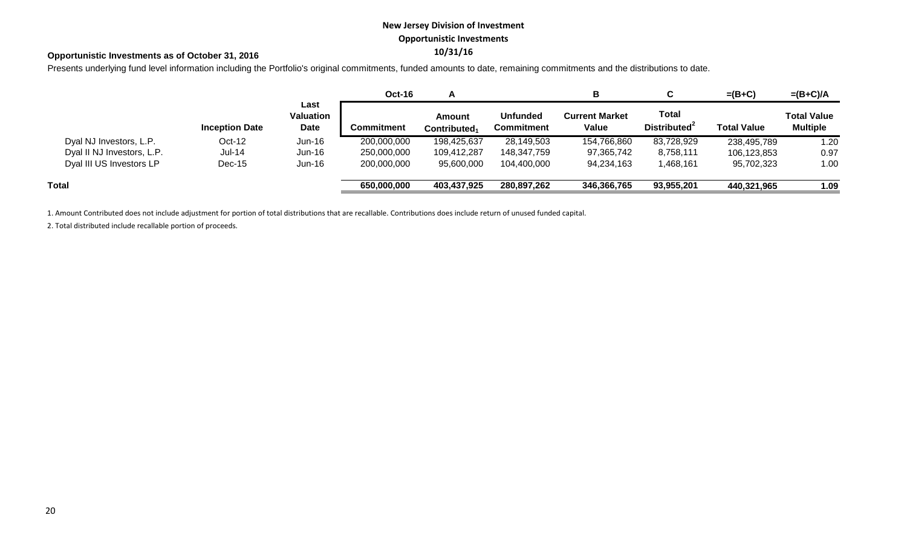**New Jersey Division of Investment**

**Opportunistic Investments**

**10/31/16**

**Opportunistic Investments as of October 31, 2016**

Presents underlying fund level information including the Portfolio's original commitments, funded amounts to date, remaining commitments and the distributions to date.

| | | | Oct-16 | A | | B | C | =(B+C) | =(B+C)/A |
|---|---|---|---|---|---|---|---|---|---|
| | **Inception Date** | **Last Valuation Date** | **Commitment** | **Amount Contributed[1]** | **Unfunded Commitment** | **Current Market Value** | **Total Distributed[2]** | **Total Value** | **Total Value Multiple** |
| Dyal NJ Investors, L.P. | Oct-12 | Jun-16 | 200,000,000 | 198,425,637 | 28,149,503 | 154,766,860 | 83,728,929 | 238,495,789 | 1.20 |
| Dyal II NJ Investors, L.P. | Jul-14 | Jun-16 | 250,000,000 | 109,412,287 | 148,347,759 | 97,365,742 | 8,758,111 | 106,123,853 | 0.97 |
| Dyal III US Investors LP | Dec-15 | Jun-16 | 200,000,000 | 95,600,000 | 104,400,000 | 94,234,163 | 1,468,161 | 95,702,323 | 1.00 |
| **Total** | | | **650,000,000** | **403,437,925** | **280,897,262** | **346,366,765** | **93,955,201** | **440,321,965** | **1.09** |

1. Amount Contributed does not include adjustment for portion of total distributions that are recallable. Contributions does include return of unused funded capital.

2. Total distributed include recallable portion of proceeds.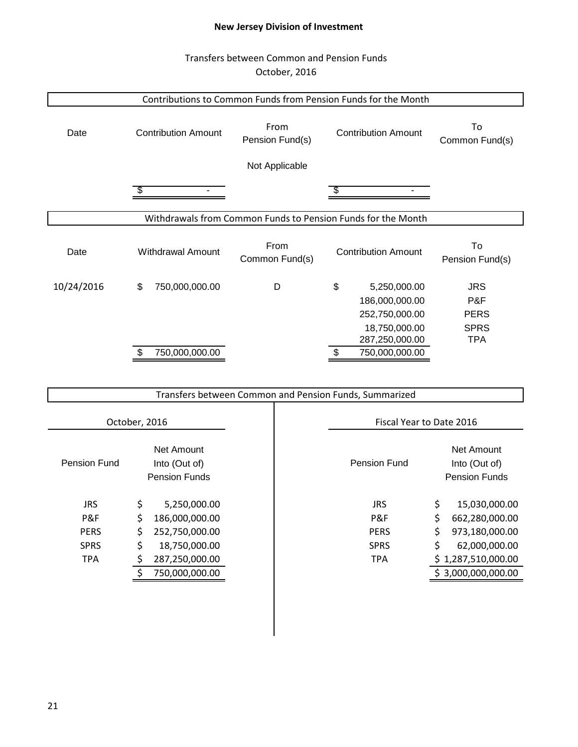**New Jersey Division of Investment**

Transfers between Common and Pension Funds
October, 2016

| Contributions to Common Funds from Pension Funds for the Month | | | | |
|---|---|---|---|---|
| Date | Contribution Amount | From Pension Fund(s) | Contribution Amount | To Common Fund(s) |
| | | Not Applicable | | |
| | $ - | | $ - | |

| Withdrawals from Common Funds to Pension Funds for the Month | | | | |
|---|---|---|---|---|
| Date | Withdrawal Amount | From Common Fund(s) | Contribution Amount | To Pension Fund(s) |
| 10/24/2016 | $ 750,000,000.00 | D | $ 5,250,000.00 | JRS |
| | | | 186,000,000.00 | P&F |
| | | | 252,750,000.00 | PERS |
| | | | 18,750,000.00 | SPRS |
| | | | 287,250,000.00 | TPA |
| | $ 750,000,000.00 | | $ 750,000,000.00 | |

Transfers between Common and Pension Funds, Summarized

October, 2016

| Pension Fund | Net Amount Into (Out of) Pension Funds |
|---|---|
| JRS | $ 5,250,000.00 |
| P&F | $ 186,000,000.00 |
| PERS | $ 252,750,000.00 |
| SPRS | $ 18,750,000.00 |
| TPA | $ 287,250,000.00 |
| | $ 750,000,000.00 |

Fiscal Year to Date 2016

| Pension Fund | Net Amount Into (Out of) Pension Funds |
|---|---|
| JRS | $ 15,030,000.00 |
| P&F | $ 662,280,000.00 |
| PERS | $ 973,180,000.00 |
| SPRS | $ 62,000,000.00 |
| TPA | $ 1,287,510,000.00 |
| | $ 3,000,000,000.00 |